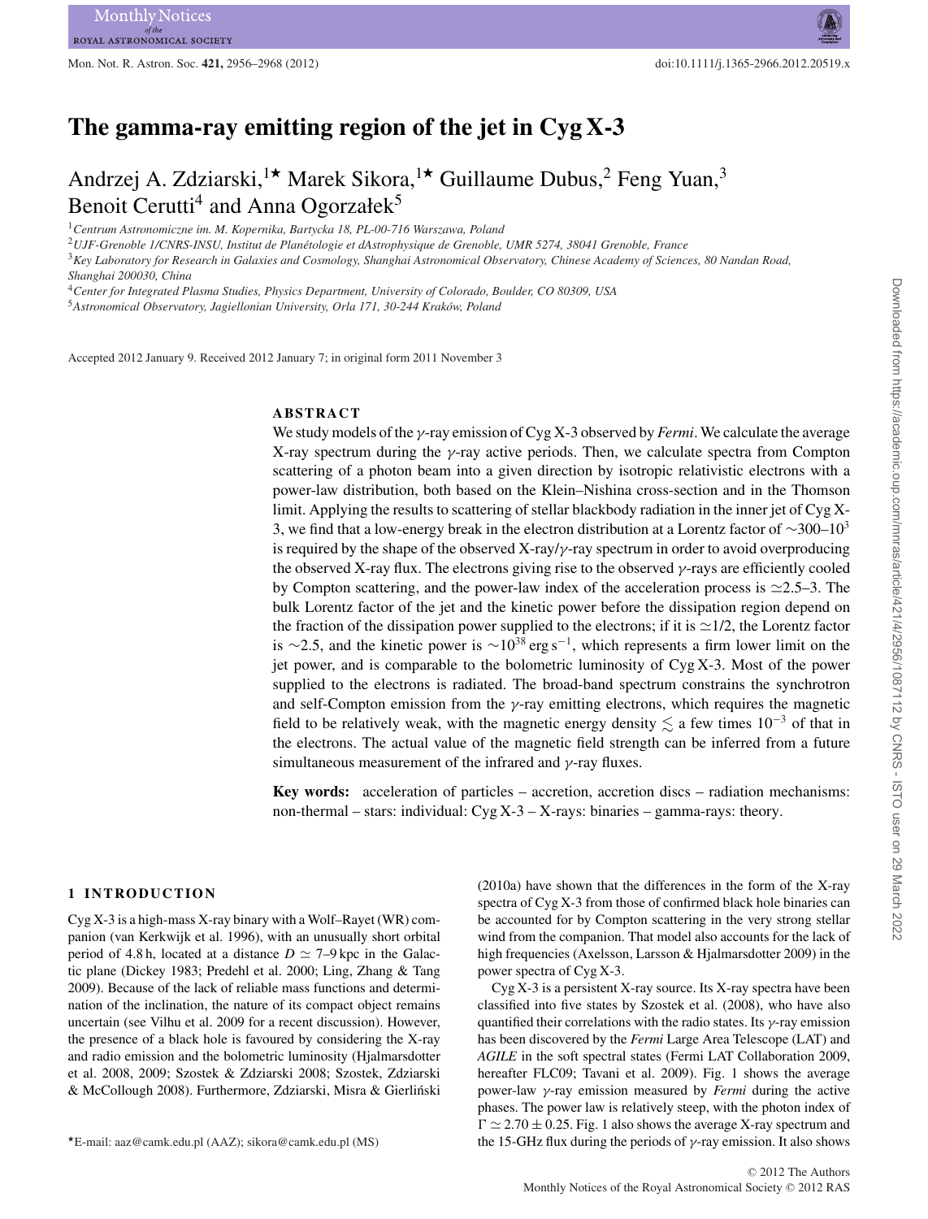# The gamma-ray emitting region of the jet in Cyg X-3

Andrzej A. Zdziarski,[1⋆] Marek Sikora,[1⋆] Guillaume Dubus,[2] Feng Yuan,[3] Benoit Cerutti[4] and Anna Ogorzałek[5]

[1] *Centrum Astronomiczne im. M. Kopernika, Bartycka 18, PL-00-716 Warszawa, Poland*
[2] *UJF-Grenoble 1/CNRS-INSU, Institut de Planétologie et dAstrophysique de Grenoble, UMR 5274, 38041 Grenoble, France*
[3] *Key Laboratory for Research in Galaxies and Cosmology, Shanghai Astronomical Observatory, Chinese Academy of Sciences, 80 Nandan Road, Shanghai 200030, China*
[4] *Center for Integrated Plasma Studies, Physics Department, University of Colorado, Boulder, CO 80309, USA*
[5] *Astronomical Observatory, Jagiellonian University, Orla 171, 30-244 Kraków, Poland*

Accepted 2012 January 9. Received 2012 January 7; in original form 2011 November 3

## ABSTRACT

We study models of the $\gamma$-ray emission of Cyg X-3 observed by *Fermi*. We calculate the average X-ray spectrum during the $\gamma$-ray active periods. Then, we calculate spectra from Compton scattering of a photon beam into a given direction by isotropic relativistic electrons with a power-law distribution, both based on the Klein–Nishina cross-section and in the Thomson limit. Applying the results to scattering of stellar blackbody radiation in the inner jet of Cyg X-3, we find that a low-energy break in the electron distribution at a Lorentz factor of $\sim$300–$10^3$ is required by the shape of the observed X-ray/$\gamma$-ray spectrum in order to avoid overproducing the observed X-ray flux. The electrons giving rise to the observed $\gamma$-rays are efficiently cooled by Compton scattering, and the power-law index of the acceleration process is $\simeq$2.5–3. The bulk Lorentz factor of the jet and the kinetic power before the dissipation region depend on the fraction of the dissipation power supplied to the electrons; if it is $\simeq$1/2, the Lorentz factor is $\sim$2.5, and the kinetic power is $\sim 10^{38}$ erg s$^{-1}$, which represents a firm lower limit on the jet power, and is comparable to the bolometric luminosity of Cyg X-3. Most of the power supplied to the electrons is radiated. The broad-band spectrum constrains the synchrotron and self-Compton emission from the $\gamma$-ray emitting electrons, which requires the magnetic field to be relatively weak, with the magnetic energy density $\lesssim$ a few times $10^{-3}$ of that in the electrons. The actual value of the magnetic field strength can be inferred from a future simultaneous measurement of the infrared and $\gamma$-ray fluxes.

**Key words:** acceleration of particles – accretion, accretion discs – radiation mechanisms: non-thermal – stars: individual: Cyg X-3 – X-rays: binaries – gamma-rays: theory.

## 1 INTRODUCTION

Cyg X-3 is a high-mass X-ray binary with a Wolf–Rayet (WR) companion (van Kerkwijk et al. 1996), with an unusually short orbital period of 4.8 h, located at a distance $D \simeq$ 7–9 kpc in the Galactic plane (Dickey 1983; Predehl et al. 2000; Ling, Zhang & Tang 2009). Because of the lack of reliable mass functions and determination of the inclination, the nature of its compact object remains uncertain (see Vilhu et al. 2009 for a recent discussion). However, the presence of a black hole is favoured by considering the X-ray and radio emission and the bolometric luminosity (Hjalmarsdotter et al. 2008, 2009; Szostek & Zdziarski 2008; Szostek, Zdziarski & McCollough 2008). Furthermore, Zdziarski, Misra & Gierliński (2010a) have shown that the differences in the form of the X-ray spectra of Cyg X-3 from those of confirmed black hole binaries can be accounted for by Compton scattering in the very strong stellar wind from the companion. That model also accounts for the lack of high frequencies (Axelsson, Larsson & Hjalmarsdotter 2009) in the power spectra of Cyg X-3.

Cyg X-3 is a persistent X-ray source. Its X-ray spectra have been classified into five states by Szostek et al. (2008), who have also quantified their correlations with the radio states. Its $\gamma$-ray emission has been discovered by the *Fermi* Large Area Telescope (LAT) and *AGILE* in the soft spectral states (Fermi LAT Collaboration 2009, hereafter FLC09; Tavani et al. 2009). Fig. 1 shows the average power-law $\gamma$-ray emission measured by *Fermi* during the active phases. The power law is relatively steep, with the photon index of $\Gamma \simeq 2.70 \pm 0.25$. Fig. 1 also shows the average X-ray spectrum and the 15-GHz flux during the periods of $\gamma$-ray emission. It also shows

⋆E-mail: aaz@camk.edu.pl (AAZ); sikora@camk.edu.pl (MS)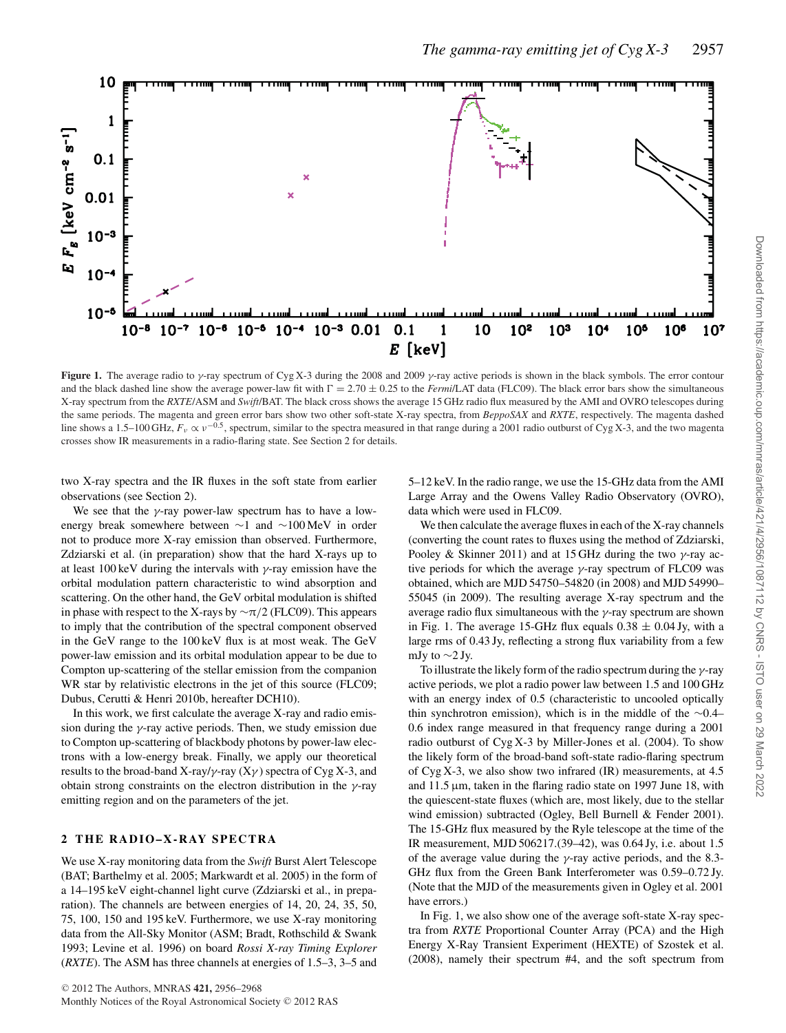**Figure 1.** The average radio to $\gamma$-ray spectrum of Cyg X-3 during the 2008 and 2009 $\gamma$-ray active periods is shown in the black symbols. The error contour and the black dashed line show the average power-law fit with $\Gamma = 2.70 \pm 0.25$ to the *Fermi*/LAT data (FLC09). The black error bars show the simultaneous X-ray spectrum from the *RXTE*/ASM and *Swift*/BAT. The black cross shows the average 15 GHz radio flux measured by the AMI and OVRO telescopes during the same periods. The magenta and green error bars show two other soft-state X-ray spectra, from *BeppoSAX* and *RXTE*, respectively. The magenta dashed line shows a 1.5–100 GHz, $F_\nu \propto \nu^{-0.5}$, spectrum, similar to the spectra measured in that range during a 2001 radio outburst of Cyg X-3, and the two magenta crosses show IR measurements in a radio-flaring state. See Section 2 for details.

two X-ray spectra and the IR fluxes in the soft state from earlier observations (see Section 2).

We see that the $\gamma$-ray power-law spectrum has to have a low-energy break somewhere between $\sim$1 and $\sim$100 MeV in order not to produce more X-ray emission than observed. Furthermore, Zdziarski et al. (in preparation) show that the hard X-rays up to at least 100 keV during the intervals with $\gamma$-ray emission have the orbital modulation pattern characteristic to wind absorption and scattering. On the other hand, the GeV orbital modulation is shifted in phase with respect to the X-rays by $\sim\pi/2$ (FLC09). This appears to imply that the contribution of the spectral component observed in the GeV range to the 100 keV flux is at most weak. The GeV power-law emission and its orbital modulation appear to be due to Compton up-scattering of the stellar emission from the companion WR star by relativistic electrons in the jet of this source (FLC09; Dubus, Cerutti & Henri 2010b, hereafter DCH10).

In this work, we first calculate the average X-ray and radio emission during the $\gamma$-ray active periods. Then, we study emission due to Compton up-scattering of blackbody photons by power-law electrons with a low-energy break. Finally, we apply our theoretical results to the broad-band X-ray/$\gamma$-ray (X$\gamma$) spectra of Cyg X-3, and obtain strong constraints on the electron distribution in the $\gamma$-ray emitting region and on the parameters of the jet.

## 2 THE RADIO–X-RAY SPECTRA

We use X-ray monitoring data from the *Swift* Burst Alert Telescope (BAT; Barthelmy et al. 2005; Markwardt et al. 2005) in the form of a 14–195 keV eight-channel light curve (Zdziarski et al., in preparation). The channels are between energies of 14, 20, 24, 35, 50, 75, 100, 150 and 195 keV. Furthermore, we use X-ray monitoring data from the All-Sky Monitor (ASM; Bradt, Rothschild & Swank 1993; Levine et al. 1996) on board *Rossi X-ray Timing Explorer* (*RXTE*). The ASM has three channels at energies of 1.5–3, 3–5 and 5–12 keV. In the radio range, we use the 15-GHz data from the AMI Large Array and the Owens Valley Radio Observatory (OVRO), data which were used in FLC09.

We then calculate the average fluxes in each of the X-ray channels (converting the count rates to fluxes using the method of Zdziarski, Pooley & Skinner 2011) and at 15 GHz during the two $\gamma$-ray active periods for which the average $\gamma$-ray spectrum of FLC09 was obtained, which are MJD 54750–54820 (in 2008) and MJD 54990–55045 (in 2009). The resulting average X-ray spectrum and the average radio flux simultaneous with the $\gamma$-ray spectrum are shown in Fig. 1. The average 15-GHz flux equals $0.38 \pm 0.04$ Jy, with a large rms of 0.43 Jy, reflecting a strong flux variability from a few mJy to $\sim$2 Jy.

To illustrate the likely form of the radio spectrum during the $\gamma$-ray active periods, we plot a radio power law between 1.5 and 100 GHz with an energy index of 0.5 (characteristic to uncooled optically thin synchrotron emission), which is in the middle of the $\sim$0.4–0.6 index range measured in that frequency range during a 2001 radio outburst of Cyg X-3 by Miller-Jones et al. (2004). To show the likely form of the broad-band soft-state radio-flaring spectrum of Cyg X-3, we also show two infrared (IR) measurements, at 4.5 and 11.5 μm, taken in the flaring radio state on 1997 June 18, with the quiescent-state fluxes (which are, most likely, due to the stellar wind emission) subtracted (Ogley, Bell Burnell & Fender 2001). The 15-GHz flux measured by the Ryle telescope at the time of the IR measurement, MJD 506217.(39–42), was 0.64 Jy, i.e. about 1.5 of the average value during the $\gamma$-ray active periods, and the 8.3-GHz flux from the Green Bank Interferometer was 0.59–0.72 Jy. (Note that the MJD of the measurements given in Ogley et al. 2001 have errors.)

In Fig. 1, we also show one of the average soft-state X-ray spectra from *RXTE* Proportional Counter Array (PCA) and the High Energy X-Ray Transient Experiment (HEXTE) of Szostek et al. (2008), namely their spectrum #4, and the soft spectrum from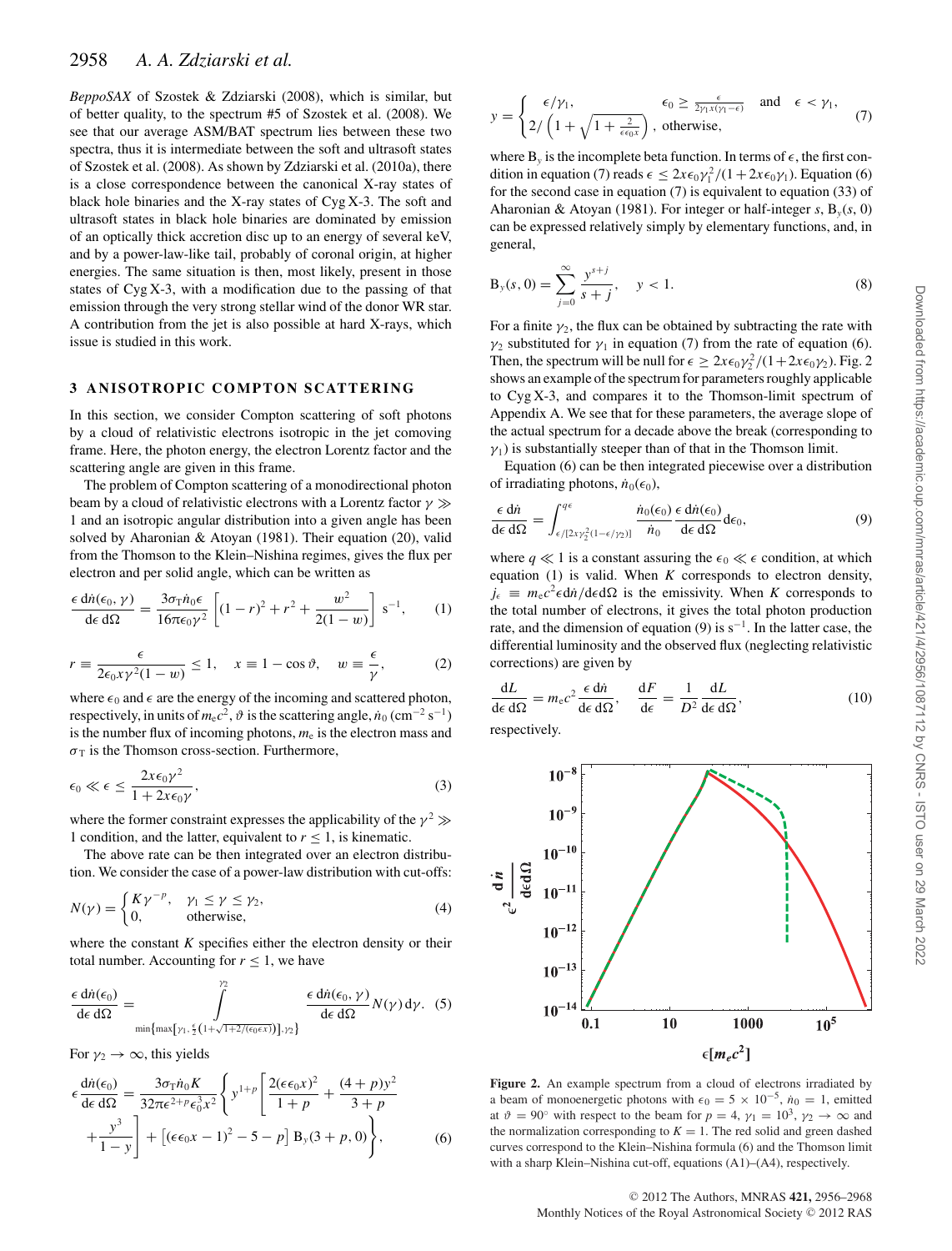*BeppoSAX* of Szostek & Zdziarski (2008), which is similar, but of better quality, to the spectrum #5 of Szostek et al. (2008). We see that our average ASM/BAT spectrum lies between these two spectra, thus it is intermediate between the soft and ultrasoft states of Szostek et al. (2008). As shown by Zdziarski et al. (2010a), there is a close correspondence between the canonical X-ray states of black hole binaries and the X-ray states of Cyg X-3. The soft and ultrasoft states in black hole binaries are dominated by emission of an optically thick accretion disc up to an energy of several keV, and by a power-law-like tail, probably of coronal origin, at higher energies. The same situation is then, most likely, present in those states of Cyg X-3, with a modification due to the passing of that emission through the very strong stellar wind of the donor WR star. A contribution from the jet is also possible at hard X-rays, which issue is studied in this work.

## 3 ANISOTROPIC COMPTON SCATTERING

In this section, we consider Compton scattering of soft photons by a cloud of relativistic electrons isotropic in the jet comoving frame. Here, the photon energy, the electron Lorentz factor and the scattering angle are given in this frame.

The problem of Compton scattering of a monodirectional photon beam by a cloud of relativistic electrons with a Lorentz factor $\gamma \gg 1$ and an isotropic angular distribution into a given angle has been solved by Aharonian & Atoyan (1981). Their equation (20), valid from the Thomson to the Klein–Nishina regimes, gives the flux per electron and per solid angle, which can be written as

$$\frac{\epsilon\, \mathrm{d}\dot{n}(\epsilon_0, \gamma)}{\mathrm{d}\epsilon\, \mathrm{d}\Omega} = \frac{3\sigma_\mathrm{T}\dot{n}_0\epsilon}{16\pi\epsilon_0\gamma^2}\left[(1-r)^2 + r^2 + \frac{w^2}{2(1-w)}\right]\ \mathrm{s}^{-1}, \qquad (1)$$

$$r \equiv \frac{\epsilon}{2\epsilon_0 x\gamma^2(1-w)} \le 1, \quad x \equiv 1 - \cos\vartheta, \quad w \equiv \frac{\epsilon}{\gamma}, \qquad (2)$$

where $\epsilon_0$ and $\epsilon$ are the energy of the incoming and scattered photon, respectively, in units of $m_\mathrm{e}c^2$, $\vartheta$ is the scattering angle, $\dot{n}_0$ ($\mathrm{cm}^{-2}\,\mathrm{s}^{-1}$) is the number flux of incoming photons, $m_\mathrm{e}$ is the electron mass and $\sigma_\mathrm{T}$ is the Thomson cross-section. Furthermore,

$$\epsilon_0 \ll \epsilon \le \frac{2x\epsilon_0\gamma^2}{1+2x\epsilon_0\gamma}, \qquad (3)$$

where the former constraint expresses the applicability of the $\gamma^2 \gg 1$ condition, and the latter, equivalent to $r \le 1$, is kinematic.

The above rate can be then integrated over an electron distribution. We consider the case of a power-law distribution with cut-offs:

$$N(\gamma) = \begin{cases} K\gamma^{-p}, & \gamma_1 \le \gamma \le \gamma_2, \\ 0, & \text{otherwise}, \end{cases} \qquad (4)$$

where the constant $K$ specifies either the electron density or their total number. Accounting for $r \le 1$, we have

$$\frac{\epsilon\, \mathrm{d}\dot{n}(\epsilon_0)}{\mathrm{d}\epsilon\, \mathrm{d}\Omega} = \int_{\min\left\{\max\left[\gamma_1, \frac{\epsilon}{2}\left(1+\sqrt{1+2/(\epsilon_0\epsilon x)}\right)\right], \gamma_2\right\}}^{\gamma_2} \frac{\epsilon\, \mathrm{d}\dot{n}(\epsilon_0, \gamma)}{\mathrm{d}\epsilon\, \mathrm{d}\Omega} N(\gamma)\, \mathrm{d}\gamma. \quad (5)$$

For $\gamma_2 \to \infty$, this yields

$$\epsilon\frac{\mathrm{d}\dot{n}(\epsilon_0)}{\mathrm{d}\epsilon\, \mathrm{d}\Omega} = \frac{3\sigma_\mathrm{T}\dot{n}_0 K}{32\pi\epsilon^{2+p}\epsilon_0^3 x^2}\left\{y^{1+p}\left[\frac{2(\epsilon\epsilon_0 x)^2}{1+p} + \frac{(4+p)y^2}{3+p} + \frac{y^3}{1-y}\right] + \left[(\epsilon\epsilon_0 x - 1)^2 - 5 - p\right]\mathrm{B}_y(3+p, 0)\right\}, \qquad (6)$$

$$y = \begin{cases} \epsilon/\gamma_1, & \epsilon_0 \ge \frac{\epsilon}{2\gamma_1 x(\gamma_1 - \epsilon)} \quad \text{and} \quad \epsilon < \gamma_1, \\ 2\Big/\left(1+\sqrt{1+\frac{2}{\epsilon\epsilon_0 x}}\right), & \text{otherwise}, \end{cases} \qquad (7)$$

where $\mathrm{B}_y$ is the incomplete beta function. In terms of $\epsilon$, the first condition in equation (7) reads $\epsilon \le 2x\epsilon_0\gamma_1^2/(1+2x\epsilon_0\gamma_1)$. Equation (6) for the second case in equation (7) is equivalent to equation (33) of Aharonian & Atoyan (1981). For integer or half-integer $s$, $\mathrm{B}_y(s, 0)$ can be expressed relatively simply by elementary functions, and, in general,

$$\mathrm{B}_y(s, 0) = \sum_{j=0}^{\infty}\frac{y^{s+j}}{s+j}, \quad y < 1. \qquad (8)$$

For a finite $\gamma_2$, the flux can be obtained by subtracting the rate with $\gamma_2$ substituted for $\gamma_1$ in equation (7) from the rate of equation (6). Then, the spectrum will be null for $\epsilon \ge 2x\epsilon_0\gamma_2^2/(1+2x\epsilon_0\gamma_2)$. Fig. 2 shows an example of the spectrum for parameters roughly applicable to Cyg X-3, and compares it to the Thomson-limit spectrum of Appendix A. We see that for these parameters, the average slope of the actual spectrum for a decade above the break (corresponding to $\gamma_1$) is substantially steeper than of that in the Thomson limit.

Equation (6) can be then integrated piecewise over a distribution of irradiating photons, $\dot{n}_0(\epsilon_0)$,

$$\frac{\epsilon\, \mathrm{d}\dot{n}}{\mathrm{d}\epsilon\, \mathrm{d}\Omega} = \int_{\epsilon/[2x\gamma_2^2(1-\epsilon/\gamma_2)]}^{q\epsilon} \frac{\dot{n}_0(\epsilon_0)}{\dot{n}_0}\frac{\epsilon\, \mathrm{d}\dot{n}(\epsilon_0)}{\mathrm{d}\epsilon\, \mathrm{d}\Omega}\mathrm{d}\epsilon_0, \qquad (9)$$

where $q \ll 1$ is a constant assuring the $\epsilon_0 \ll \epsilon$ condition, at which equation (1) is valid. When $K$ corresponds to electron density, $j_\epsilon \equiv m_\mathrm{e}c^2\epsilon\mathrm{d}\dot{n}/\mathrm{d}\epsilon\mathrm{d}\Omega$ is the emissivity. When $K$ corresponds to the total number of electrons, it gives the total photon production rate, and the dimension of equation (9) is $\mathrm{s}^{-1}$. In the latter case, the differential luminosity and the observed flux (neglecting relativistic corrections) are given by

$$\frac{\mathrm{d}L}{\mathrm{d}\epsilon\, \mathrm{d}\Omega} = m_\mathrm{e}c^2\frac{\epsilon\, \mathrm{d}\dot{n}}{\mathrm{d}\epsilon\, \mathrm{d}\Omega}, \quad \frac{\mathrm{d}F}{\mathrm{d}\epsilon} = \frac{1}{D^2}\frac{\mathrm{d}L}{\mathrm{d}\epsilon\, \mathrm{d}\Omega}, \qquad (10)$$

respectively.

**Figure 2.** An example spectrum from a cloud of electrons irradiated by a beam of monoenergetic photons with $\epsilon_0 = 5 \times 10^{-5}$, $\dot{n}_0 = 1$, emitted at $\vartheta = 90°$ with respect to the beam for $p = 4$, $\gamma_1 = 10^3$, $\gamma_2 \to \infty$ and the normalization corresponding to $K = 1$. The red solid and green dashed curves correspond to the Klein–Nishina formula (6) and the Thomson limit with a sharp Klein–Nishina cut-off, equations (A1)–(A4), respectively.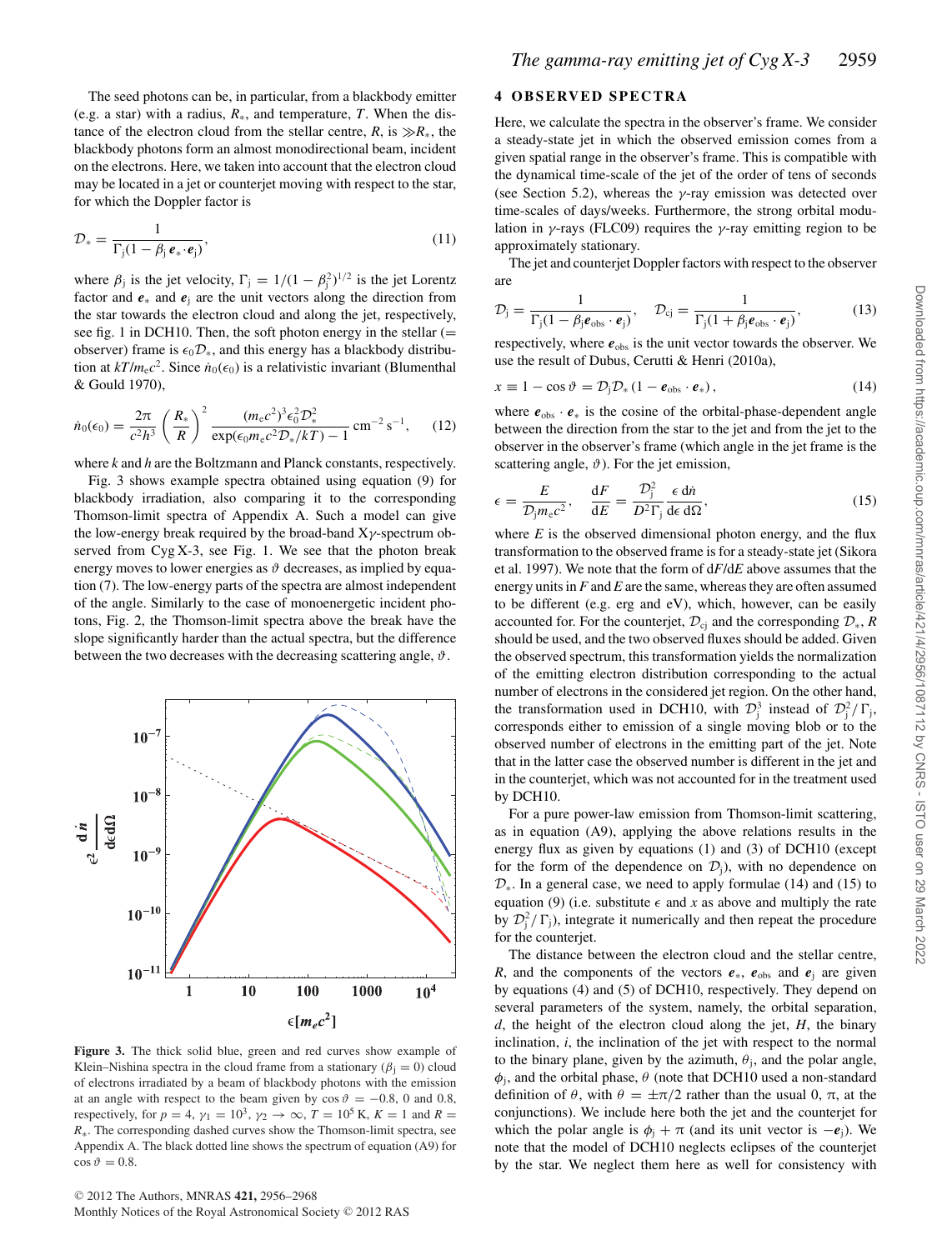The seed photons can be, in particular, from a blackbody emitter (e.g. a star) with a radius, $R_*$, and temperature, $T$. When the distance of the electron cloud from the stellar centre, $R$, is $\gg R_*$, the blackbody photons form an almost monodirectional beam, incident on the electrons. Here, we taken into account that the electron cloud may be located in a jet or counterjet moving with respect to the star, for which the Doppler factor is

$$\mathcal{D}_* = \frac{1}{\Gamma_{\rm j}(1 - \beta_{\rm j}\, \boldsymbol{e}_* \cdot \boldsymbol{e}_{\rm j})}, \tag{11}$$

where $\beta_{\rm j}$ is the jet velocity, $\Gamma_{\rm j} = 1/(1 - \beta_{\rm j}^2)^{1/2}$ is the jet Lorentz factor and $\boldsymbol{e}_*$ and $\boldsymbol{e}_{\rm j}$ are the unit vectors along the direction from the star towards the electron cloud and along the jet, respectively, see fig. 1 in DCH10. Then, the soft photon energy in the stellar (= observer) frame is $\epsilon_0 \mathcal{D}_*$, and this energy has a blackbody distribution at $kT/m_{\rm e}c^2$. Since $\dot{n}_0(\epsilon_0)$ is a relativistic invariant (Blumenthal & Gould 1970),

$$\dot{n}_0(\epsilon_0) = \frac{2\pi}{c^2 h^3} \left(\frac{R_*}{R}\right)^2 \frac{(m_{\rm e}c^2)^3 \epsilon_0^2 \mathcal{D}_*^2}{\exp(\epsilon_0 m_{\rm e}c^2 \mathcal{D}_*/kT) - 1}\ {\rm cm}^{-2}\,{\rm s}^{-1}, \tag{12}$$

where $k$ and $h$ are the Boltzmann and Planck constants, respectively.

Fig. 3 shows example spectra obtained using equation (9) for blackbody irradiation, also comparing it to the corresponding Thomson-limit spectra of Appendix A. Such a model can give the low-energy break required by the broad-band X$\gamma$-spectrum observed from Cyg X-3, see Fig. 1. We see that the photon break energy moves to lower energies as $\vartheta$ decreases, as implied by equation (7). The low-energy parts of the spectra are almost independent of the angle. Similarly to the case of monoenergetic incident photons, Fig. 2, the Thomson-limit spectra above the break have the slope significantly harder than the actual spectra, but the difference between the two decreases with the decreasing scattering angle, $\vartheta$.

**Figure 3.** The thick solid blue, green and red curves show example of Klein–Nishina spectra in the cloud frame from a stationary ($\beta_{\rm j} = 0$) cloud of electrons irradiated by a beam of blackbody photons with the emission at an angle with respect to the beam given by $\cos\vartheta = -0.8$, 0 and 0.8, respectively, for $p = 4$, $\gamma_1 = 10^3$, $\gamma_2 \to \infty$, $T = 10^5$ K, $K = 1$ and $R = R_*$. The corresponding dashed curves show the Thomson-limit spectra, see Appendix A. The black dotted line shows the spectrum of equation (A9) for $\cos\vartheta = 0.8$.

## 4 OBSERVED SPECTRA

Here, we calculate the spectra in the observer's frame. We consider a steady-state jet in which the observed emission comes from a given spatial range in the observer's frame. This is compatible with the dynamical time-scale of the jet of the order of tens of seconds (see Section 5.2), whereas the $\gamma$-ray emission was detected over time-scales of days/weeks. Furthermore, the strong orbital modulation in $\gamma$-rays (FLC09) requires the $\gamma$-ray emitting region to be approximately stationary.

The jet and counterjet Doppler factors with respect to the observer are

$$\mathcal{D}_{\rm j} = \frac{1}{\Gamma_{\rm j}(1 - \beta_{\rm j} \boldsymbol{e}_{\rm obs} \cdot \boldsymbol{e}_{\rm j})}, \quad \mathcal{D}_{\rm cj} = \frac{1}{\Gamma_{\rm j}(1 + \beta_{\rm j} \boldsymbol{e}_{\rm obs} \cdot \boldsymbol{e}_{\rm j})}, \tag{13}$$

respectively, where $\boldsymbol{e}_{\rm obs}$ is the unit vector towards the observer. We use the result of Dubus, Cerutti & Henri (2010a),

$$x \equiv 1 - \cos\vartheta = \mathcal{D}_{\rm j} \mathcal{D}_* \left(1 - \boldsymbol{e}_{\rm obs} \cdot \boldsymbol{e}_*\right), \tag{14}$$

where $\boldsymbol{e}_{\rm obs} \cdot \boldsymbol{e}_*$ is the cosine of the orbital-phase-dependent angle between the direction from the star to the jet and from the jet to the observer in the observer's frame (which angle in the jet frame is the scattering angle, $\vartheta$). For the jet emission,

$$\epsilon = \frac{E}{\mathcal{D}_{\rm j} m_{\rm e} c^2}, \quad \frac{{\rm d}F}{{\rm d}E} = \frac{\mathcal{D}_{\rm j}^2}{D^2 \Gamma_{\rm j}} \frac{\epsilon\, {\rm d}\dot{n}}{{\rm d}\epsilon\, {\rm d}\Omega}, \tag{15}$$

where $E$ is the observed dimensional photon energy, and the flux transformation to the observed frame is for a steady-state jet (Sikora et al. 1997). We note that the form of ${\rm d}F/{\rm d}E$ above assumes that the energy units in $F$ and $E$ are the same, whereas they are often assumed to be different (e.g. erg and eV), which, however, can be easily accounted for. For the counterjet, $\mathcal{D}_{\rm cj}$ and the corresponding $\mathcal{D}_*$, $R$ should be used, and the two observed fluxes should be added. Given the observed spectrum, this transformation yields the normalization of the emitting electron distribution corresponding to the actual number of electrons in the considered jet region. On the other hand, the transformation used in DCH10, with $\mathcal{D}_{\rm j}^3$ instead of $\mathcal{D}_{\rm j}^2/\Gamma_{\rm j}$, corresponds either to emission of a single moving blob or to the observed number of electrons in the emitting part of the jet. Note that in the latter case the observed number is different in the jet and in the counterjet, which was not accounted for in the treatment used by DCH10.

For a pure power-law emission from Thomson-limit scattering, as in equation (A9), applying the above relations results in the energy flux as given by equations (1) and (3) of DCH10 (except for the form of the dependence on $\mathcal{D}_{\rm j}$), with no dependence on $\mathcal{D}_*$. In a general case, we need to apply formulae (14) and (15) to equation (9) (i.e. substitute $\epsilon$ and $x$ as above and multiply the rate by $\mathcal{D}_{\rm j}^2/\Gamma_{\rm j}$), integrate it numerically and then repeat the procedure for the counterjet.

The distance between the electron cloud and the stellar centre, $R$, and the components of the vectors $\boldsymbol{e}_*$, $\boldsymbol{e}_{\rm obs}$ and $\boldsymbol{e}_{\rm j}$ are given by equations (4) and (5) of DCH10, respectively. They depend on several parameters of the system, namely, the orbital separation, $d$, the height of the electron cloud along the jet, $H$, the binary inclination, $i$, the inclination of the jet with respect to the normal to the binary plane, given by the azimuth, $\theta_{\rm j}$, and the polar angle, $\phi_{\rm j}$, and the orbital phase, $\theta$ (note that DCH10 used a non-standard definition of $\theta$, with $\theta = \pm\pi/2$ rather than the usual 0, $\pi$, at the conjunctions). We include here both the jet and the counterjet for which the polar angle is $\phi_{\rm j} + \pi$ (and its unit vector is $-\boldsymbol{e}_{\rm j}$). We note that the model of DCH10 neglects eclipses of the counterjet by the star. We neglect them here as well for consistency with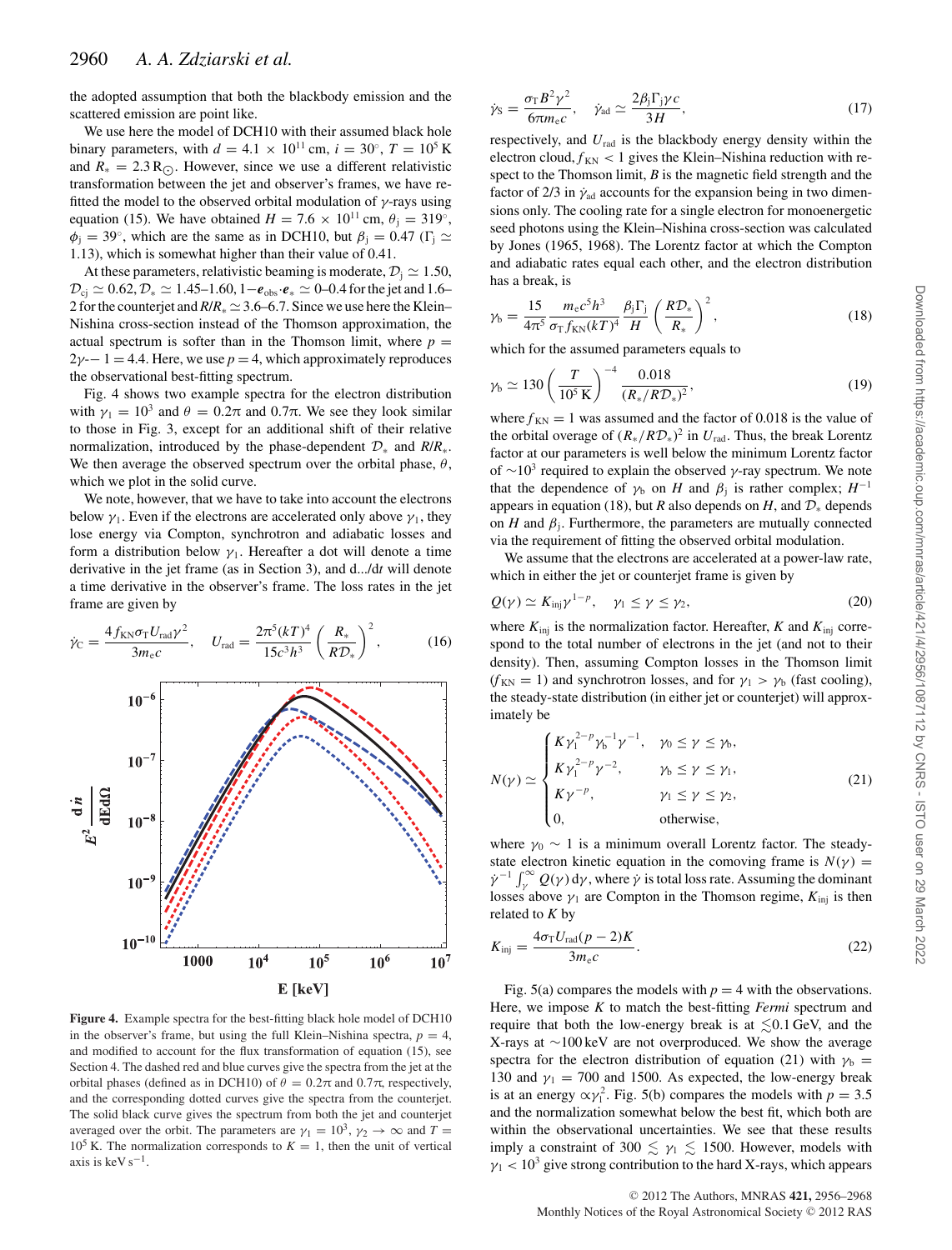the adopted assumption that both the blackbody emission and the scattered emission are point like.

We use here the model of DCH10 with their assumed black hole binary parameters, with $d = 4.1 \times 10^{11}$ cm, $i = 30°$, $T = 10^5$ K and $R_* = 2.3\,R_\odot$. However, since we use a different relativistic transformation between the jet and observer's frames, we have refitted the model to the observed orbital modulation of $\gamma$-rays using equation (15). We have obtained $H = 7.6 \times 10^{11}$ cm, $\theta_{\rm j} = 319°$, $\phi_{\rm j} = 39°$, which are the same as in DCH10, but $\beta_{\rm j} = 0.47$ ($\Gamma_{\rm j} \simeq 1.13$), which is somewhat higher than their value of 0.41.

At these parameters, relativistic beaming is moderate, $\mathcal{D}_{\rm j} \simeq 1.50$, $\mathcal{D}_{\rm cj} \simeq 0.62$, $\mathcal{D}_* \simeq 1.45$–$1.60$, $1 - \boldsymbol{e}_{\rm obs} \cdot \boldsymbol{e}_* \simeq 0$–$0.4$ for the jet and 1.6–2 for the counterjet and $R/R_* \simeq 3.6$–$6.7$. Since we use here the Klein–Nishina cross-section instead of the Thomson approximation, the actual spectrum is softer than in the Thomson limit, where $p = 2\gamma - 1 = 4.4$. Here, we use $p = 4$, which approximately reproduces the observational best-fitting spectrum.

Fig. 4 shows two example spectra for the electron distribution with $\gamma_1 = 10^3$ and $\theta = 0.2\pi$ and $0.7\pi$. We see they look similar to those in Fig. 3, except for an additional shift of their relative normalization, introduced by the phase-dependent $\mathcal{D}_*$ and $R/R_*$. We then average the observed spectrum over the orbital phase, $\theta$, which we plot in the solid curve.

We note, however, that we have to take into account the electrons below $\gamma_1$. Even if the electrons are accelerated only above $\gamma_1$, they lose energy via Compton, synchrotron and adiabatic losses and form a distribution below $\gamma_1$. Hereafter a dot will denote a time derivative in the jet frame (as in Section 3), and d.../d$t$ will denote a time derivative in the observer's frame. The loss rates in the jet frame are given by

$$\dot{\gamma}_{\rm C} = \frac{4 f_{\rm KN} \sigma_{\rm T} U_{\rm rad} \gamma^2}{3 m_{\rm e} c}, \quad U_{\rm rad} = \frac{2\pi^5 (kT)^4}{15 c^3 h^3} \left( \frac{R_*}{R \mathcal{D}_*} \right)^2, \tag{16}$$

**Figure 4.** Example spectra for the best-fitting black hole model of DCH10 in the observer's frame, but using the full Klein–Nishina spectra, $p = 4$, and modified to account for the flux transformation of equation (15), see Section 4. The dashed red and blue curves give the spectra from the jet at the orbital phases (defined as in DCH10) of $\theta = 0.2\pi$ and $0.7\pi$, respectively, and the corresponding dotted curves give the spectra from the counterjet. The solid black curve gives the spectrum from both the jet and counterjet averaged over the orbit. The parameters are $\gamma_1 = 10^3$, $\gamma_2 \to \infty$ and $T = 10^5$ K. The normalization corresponds to $K = 1$, then the unit of vertical axis is keV s$^{-1}$.

$$\dot{\gamma}_{\rm S} = \frac{\sigma_{\rm T} B^2 \gamma^2}{6\pi m_{\rm e} c}, \quad \dot{\gamma}_{\rm ad} \simeq \frac{2\beta_{\rm j}\Gamma_{\rm j}\gamma c}{3H}, \tag{17}$$

respectively, and $U_{\rm rad}$ is the blackbody energy density within the electron cloud, $f_{\rm KN} < 1$ gives the Klein–Nishina reduction with respect to the Thomson limit, $B$ is the magnetic field strength and the factor of 2/3 in $\dot{\gamma}_{\rm ad}$ accounts for the expansion being in two dimensions only. The cooling rate for a single electron for monoenergetic seed photons using the Klein–Nishina cross-section was calculated by Jones (1965, 1968). The Lorentz factor at which the Compton and adiabatic rates equal each other, and the electron distribution has a break, is

$$\gamma_{\rm b} = \frac{15}{4\pi^5} \frac{m_{\rm e} c^5 h^3}{\sigma_{\rm T} f_{\rm KN} (kT)^4} \frac{\beta_{\rm j}\Gamma_{\rm j}}{H} \left( \frac{R \mathcal{D}_*}{R_*} \right)^2, \tag{18}$$

which for the assumed parameters equals to

$$\gamma_{\rm b} \simeq 130 \left( \frac{T}{10^5\,{\rm K}} \right)^{-4} \frac{0.018}{(R_*/R\mathcal{D}_*)^2}, \tag{19}$$

where $f_{\rm KN} = 1$ was assumed and the factor of 0.018 is the value of the orbital overage of $(R_*/R\mathcal{D}_*)^2$ in $U_{\rm rad}$. Thus, the break Lorentz factor at our parameters is well below the minimum Lorentz factor of $\sim 10^3$ required to explain the observed $\gamma$-ray spectrum. We note that the dependence of $\gamma_{\rm b}$ on $H$ and $\beta_{\rm j}$ is rather complex; $H^{-1}$ appears in equation (18), but $R$ also depends on $H$, and $\mathcal{D}_*$ depends on $H$ and $\beta_{\rm j}$. Furthermore, the parameters are mutually connected via the requirement of fitting the observed orbital modulation.

We assume that the electrons are accelerated at a power-law rate, which in either the jet or counterjet frame is given by

$$Q(\gamma) \simeq K_{\rm inj} \gamma^{1-p}, \quad \gamma_1 \le \gamma \le \gamma_2, \tag{20}$$

where $K_{\rm inj}$ is the normalization factor. Hereafter, $K$ and $K_{\rm inj}$ correspond to the total number of electrons in the jet (and not to their density). Then, assuming Compton losses in the Thomson limit ($f_{\rm KN} = 1$) and synchrotron losses, and for $\gamma_1 > \gamma_{\rm b}$ (fast cooling), the steady-state distribution (in either jet or counterjet) will approximately be

$$N(\gamma) \simeq \begin{cases} K\gamma_1^{2-p}\gamma_{\rm b}^{-1}\gamma^{-1}, & \gamma_0 \le \gamma \le \gamma_{\rm b}, \\ K\gamma_1^{2-p}\gamma^{-2}, & \gamma_{\rm b} \le \gamma \le \gamma_1, \\ K\gamma^{-p}, & \gamma_1 \le \gamma \le \gamma_2, \\ 0, & \text{otherwise}, \end{cases} \tag{21}$$

where $\gamma_0 \sim 1$ is a minimum overall Lorentz factor. The steady-state electron kinetic equation in the comoving frame is $N(\gamma) = \dot{\gamma}^{-1} \int_\gamma^\infty Q(\gamma)\,{\rm d}\gamma$, where $\dot{\gamma}$ is total loss rate. Assuming the dominant losses above $\gamma_1$ are Compton in the Thomson regime, $K_{\rm inj}$ is then related to $K$ by

$$K_{\rm inj} = \frac{4\sigma_{\rm T} U_{\rm rad}(p-2)K}{3 m_{\rm e} c}. \tag{22}$$

Fig. 5(a) compares the models with $p = 4$ with the observations. Here, we impose $K$ to match the best-fitting *Fermi* spectrum and require that both the low-energy break is at $\lesssim 0.1$ GeV, and the X-rays at $\sim$100 keV are not overproduced. We show the average spectra for the electron distribution of equation (21) with $\gamma_{\rm b} = 130$ and $\gamma_1 = 700$ and 1500. As expected, the low-energy break is at an energy $\propto \gamma_1^2$. Fig. 5(b) compares the models with $p = 3.5$ and the normalization somewhat below the best fit, which both are within the observational uncertainties. We see that these results imply a constraint of $300 \lesssim \gamma_1 \lesssim 1500$. However, models with $\gamma_1 < 10^3$ give strong contribution to the hard X-rays, which appears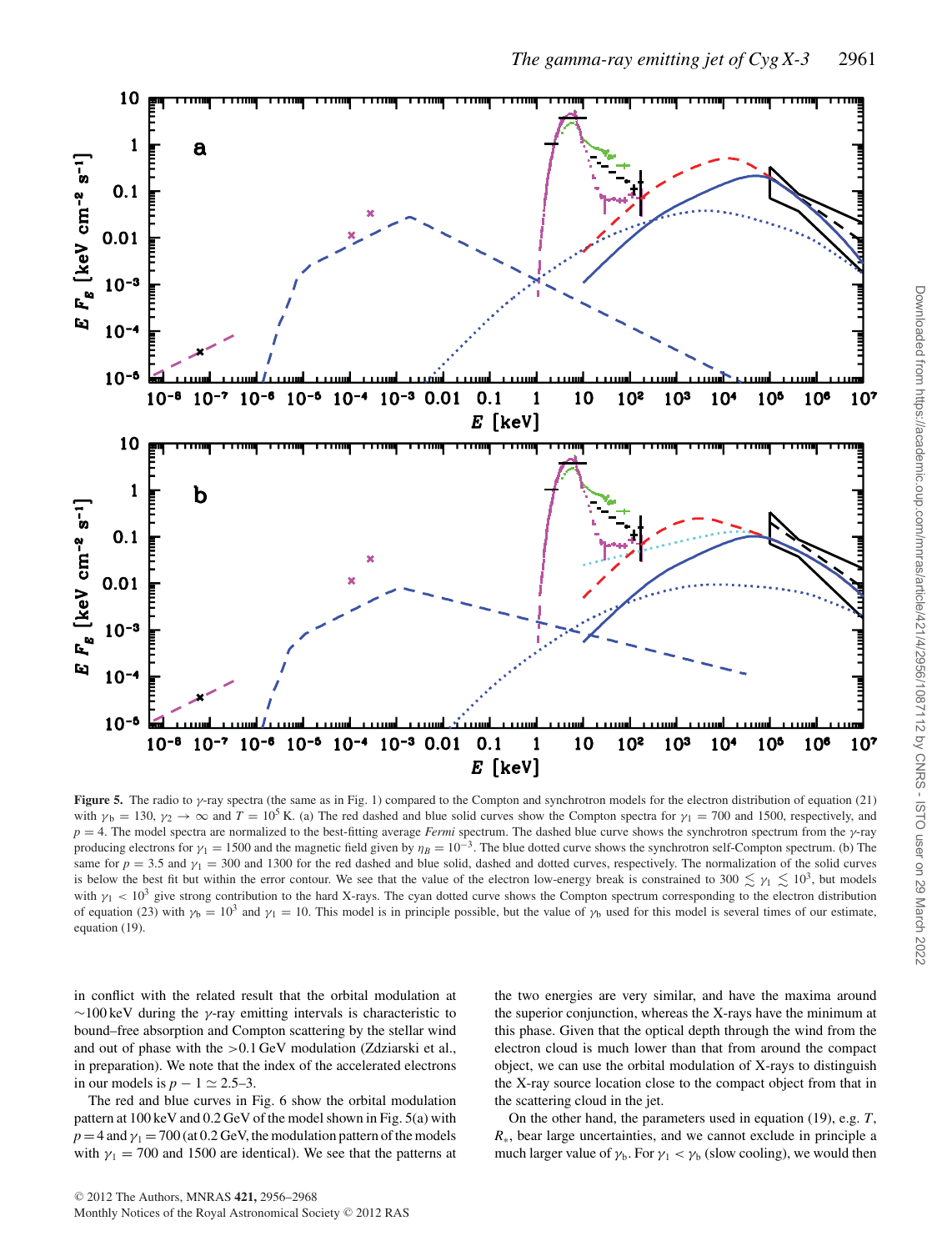**Figure 5.** The radio to $\gamma$-ray spectra (the same as in Fig. 1) compared to the Compton and synchrotron models for the electron distribution of equation (21) with $\gamma_b = 130$, $\gamma_2 \to \infty$ and $T = 10^5$ K. (a) The red dashed and blue solid curves show the Compton spectra for $\gamma_1 = 700$ and 1500, respectively, and $p = 4$. The model spectra are normalized to the best-fitting average *Fermi* spectrum. The dashed blue curve shows the synchrotron spectrum from the $\gamma$-ray producing electrons for $\gamma_1 = 1500$ and the magnetic field given by $\eta_B = 10^{-3}$. The blue dotted curve shows the synchrotron self-Compton spectrum. (b) The same for $p = 3.5$ and $\gamma_1 = 300$ and 1300 for the red dashed and blue solid, dashed and dotted curves, respectively. The normalization of the solid curves is below the best fit but within the error contour. We see that the value of the electron low-energy break is constrained to $300 \lesssim \gamma_1 \lesssim 10^3$, but models with $\gamma_1 < 10^3$ give strong contribution to the hard X-rays. The cyan dotted curve shows the Compton spectrum corresponding to the electron distribution of equation (23) with $\gamma_b = 10^3$ and $\gamma_1 = 10$. This model is in principle possible, but the value of $\gamma_b$ used for this model is several times of our estimate, equation (19).

in conflict with the related result that the orbital modulation at $\sim$100 keV during the $\gamma$-ray emitting intervals is characteristic to bound–free absorption and Compton scattering by the stellar wind and out of phase with the >0.1 GeV modulation (Zdziarski et al., in preparation). We note that the index of the accelerated electrons in our models is $p - 1 \simeq 2.5$–3.

The red and blue curves in Fig. 6 show the orbital modulation pattern at 100 keV and 0.2 GeV of the model shown in Fig. 5(a) with $p = 4$ and $\gamma_1 = 700$ (at 0.2 GeV, the modulation pattern of the models with $\gamma_1 = 700$ and 1500 are identical). We see that the patterns at the two energies are very similar, and have the maxima around the superior conjunction, whereas the X-rays have the minimum at this phase. Given that the optical depth through the wind from the electron cloud is much lower than that from around the compact object, we can use the orbital modulation of X-rays to distinguish the X-ray source location close to the compact object from that in the scattering cloud in the jet.

On the other hand, the parameters used in equation (19), e.g. $T$, $R_*$, bear large uncertainties, and we cannot exclude in principle a much larger value of $\gamma_b$. For $\gamma_1 < \gamma_b$ (slow cooling), we would then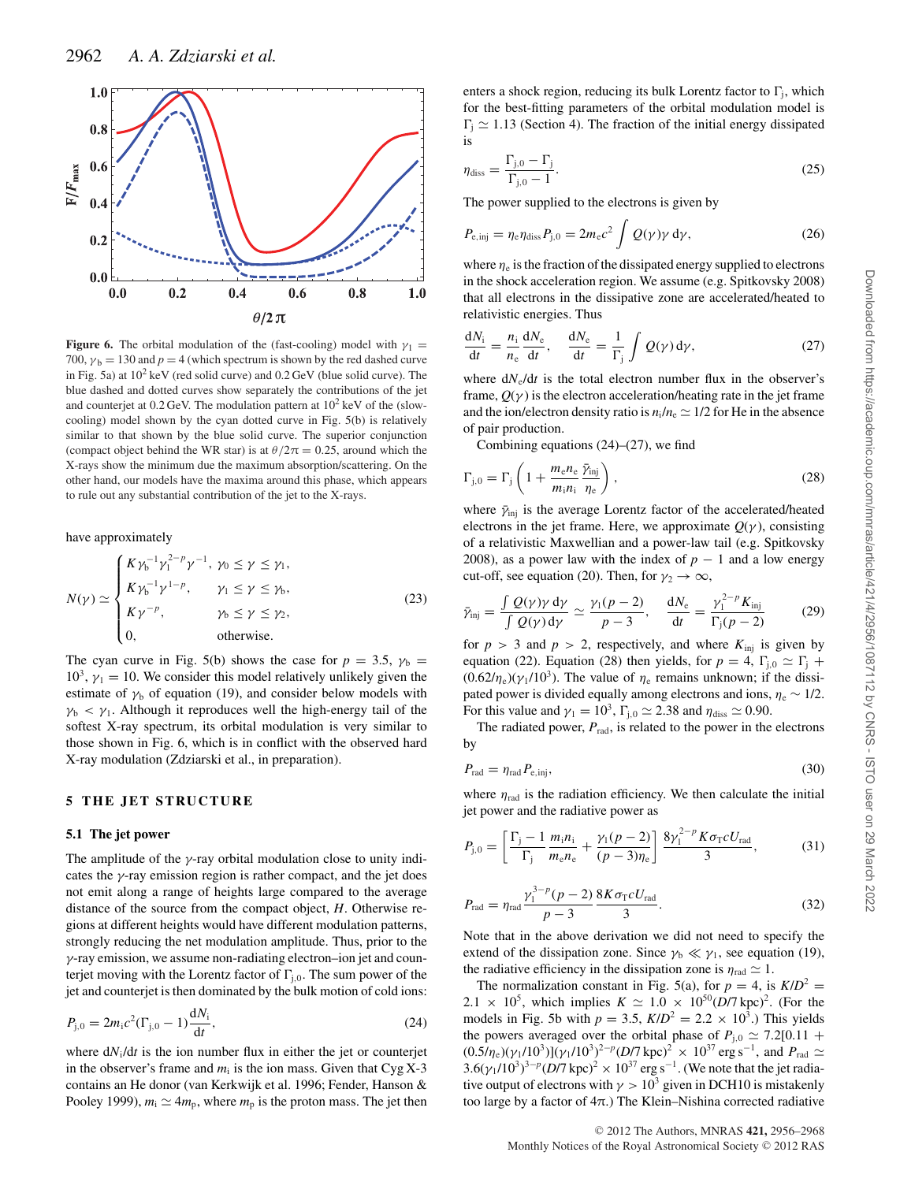**Figure 6.** The orbital modulation of the (fast-cooling) model with $\gamma_1 = 700$, $\gamma_b = 130$ and $p = 4$ (which spectrum is shown by the red dashed curve in Fig. 5a) at $10^2$ keV (red solid curve) and 0.2 GeV (blue solid curve). The blue dashed and dotted curves show separately the contributions of the jet and counterjet at 0.2 GeV. The modulation pattern at $10^2$ keV of the (slow-cooling) model shown by the cyan dotted curve in Fig. 5(b) is relatively similar to that shown by the blue solid curve. The superior conjunction (compact object behind the WR star) is at $\theta/2\pi = 0.25$, around which the X-rays show the minimum due the maximum absorption/scattering. On the other hand, our models have the maxima around this phase, which appears to rule out any substantial contribution of the jet to the X-rays.

have approximately

$$N(\gamma) \simeq \begin{cases} K\gamma_b^{-1}\gamma_1^{2-p}\gamma^{-1}, & \gamma_0 \le \gamma \le \gamma_1, \\ K\gamma_b^{-1}\gamma^{1-p}, & \gamma_1 \le \gamma \le \gamma_b, \\ K\gamma^{-p}, & \gamma_b \le \gamma \le \gamma_2, \\ 0, & \text{otherwise.} \end{cases} \tag{23}$$

The cyan curve in Fig. 5(b) shows the case for $p = 3.5$, $\gamma_b = 10^3$, $\gamma_1 = 10$. We consider this model relatively unlikely given the estimate of $\gamma_b$ of equation (19), and consider below models with $\gamma_b < \gamma_1$. Although it reproduces well the high-energy tail of the softest X-ray spectrum, its orbital modulation is very similar to those shown in Fig. 6, which is in conflict with the observed hard X-ray modulation (Zdziarski et al., in preparation).

## 5 THE JET STRUCTURE

### 5.1 The jet power

The amplitude of the $\gamma$-ray orbital modulation close to unity indicates the $\gamma$-ray emission region is rather compact, and the jet does not emit along a range of heights large compared to the average distance of the source from the compact object, $H$. Otherwise regions at different heights would have different modulation patterns, strongly reducing the net modulation amplitude. Thus, prior to the $\gamma$-ray emission, we assume non-radiating electron–ion jet and counterjet moving with the Lorentz factor of $\Gamma_{j,0}$. The sum power of the jet and counterjet is then dominated by the bulk motion of cold ions:

$$P_{j,0} = 2m_i c^2(\Gamma_{j,0} - 1)\frac{dN_i}{dt}, \tag{24}$$

where $dN_i/dt$ is the ion number flux in either the jet or counterjet in the observer's frame and $m_i$ is the ion mass. Given that Cyg X-3 contains an He donor (van Kerkwijk et al. 1996; Fender, Hanson & Pooley 1999), $m_i \simeq 4m_p$, where $m_p$ is the proton mass. The jet then enters a shock region, reducing its bulk Lorentz factor to $\Gamma_j$, which for the best-fitting parameters of the orbital modulation model is $\Gamma_j \simeq 1.13$ (Section 4). The fraction of the initial energy dissipated is

$$\eta_{diss} = \frac{\Gamma_{j,0} - \Gamma_j}{\Gamma_{j,0} - 1}. \tag{25}$$

The power supplied to the electrons is given by

$$P_{e,inj} = \eta_e \eta_{diss} P_{j,0} = 2m_e c^2 \int Q(\gamma)\gamma \, d\gamma, \tag{26}$$

where $\eta_e$ is the fraction of the dissipated energy supplied to electrons in the shock acceleration region. We assume (e.g. Spitkovsky 2008) that all electrons in the dissipative zone are accelerated/heated to relativistic energies. Thus

$$\frac{dN_i}{dt} = \frac{n_i}{n_e}\frac{dN_e}{dt}, \quad \frac{dN_e}{dt} = \frac{1}{\Gamma_j}\int Q(\gamma)\, d\gamma, \tag{27}$$

where $dN_e/dt$ is the total electron number flux in the observer's frame, $Q(\gamma)$ is the electron acceleration/heating rate in the jet frame and the ion/electron density ratio is $n_i/n_e \simeq 1/2$ for He in the absence of pair production.

Combining equations (24)–(27), we find

$$\Gamma_{j,0} = \Gamma_j \left(1 + \frac{m_e n_e}{m_i n_i}\frac{\bar{\gamma}_{inj}}{\eta_e}\right), \tag{28}$$

where $\bar{\gamma}_{inj}$ is the average Lorentz factor of the accelerated/heated electrons in the jet frame. Here, we approximate $Q(\gamma)$, consisting of a relativistic Maxwellian and a power-law tail (e.g. Spitkovsky 2008), as a power law with the index of $p - 1$ and a low energy cut-off, see equation (20). Then, for $\gamma_2 \to \infty$,

$$\bar{\gamma}_{inj} = \frac{\int Q(\gamma)\gamma\, d\gamma}{\int Q(\gamma)\, d\gamma} \simeq \frac{\gamma_1(p-2)}{p-3}, \quad \frac{dN_e}{dt} = \frac{\gamma_1^{2-p}K_{inj}}{\Gamma_j(p-2)} \tag{29}$$

for $p > 3$ and $p > 2$, respectively, and where $K_{inj}$ is given by equation (22). Equation (28) then yields, for $p = 4$, $\Gamma_{j,0} \simeq \Gamma_j + (0.62/\eta_e)(\gamma_1/10^3)$. The value of $\eta_e$ remains unknown; if the dissipated power is divided equally among electrons and ions, $\eta_e \sim 1/2$. For this value and $\gamma_1 = 10^3$, $\Gamma_{j,0} \simeq 2.38$ and $\eta_{diss} \simeq 0.90$.

The radiated power, $P_{rad}$, is related to the power in the electrons by

$$P_{rad} = \eta_{rad} P_{e,inj}, \tag{30}$$

where $\eta_{rad}$ is the radiation efficiency. We then calculate the initial jet power and the radiative power as

$$P_{j,0} = \left[\frac{\Gamma_j - 1}{\Gamma_j}\frac{m_i n_i}{m_e n_e} + \frac{\gamma_1(p-2)}{(p-3)\eta_e}\right]\frac{8\gamma_1^{2-p}K\sigma_T c U_{rad}}{3}, \tag{31}$$

$$P_{rad} = \eta_{rad}\frac{\gamma_1^{3-p}(p-2)}{p-3}\frac{8K\sigma_T c U_{rad}}{3}. \tag{32}$$

Note that in the above derivation we did not need to specify the extend of the dissipation zone. Since $\gamma_b \ll \gamma_1$, see equation (19), the radiative efficiency in the dissipation zone is $\eta_{rad} \simeq 1$.

The normalization constant in Fig. 5(a), for $p = 4$, is $K/D^2 = 2.1 \times 10^5$, which implies $K \simeq 1.0 \times 10^{50}(D/7\,\text{kpc})^2$. (For the models in Fig. 5b with $p = 3.5$, $K/D^2 = 2.2 \times 10^3$.) This yields the powers averaged over the orbital phase of $P_{j,0} \simeq 7.2[0.11 + (0.5/\eta_e)(\gamma_1/10^3)](\gamma_1/10^3)^{2-p}(D/7\,\text{kpc})^2 \times 10^{37}\,\text{erg s}^{-1}$, and $P_{rad} \simeq 3.6(\gamma_1/10^3)^{3-p}(D/7\,\text{kpc})^2 \times 10^{37}\,\text{erg s}^{-1}$. (We note that the jet radiative output of electrons with $\gamma > 10^3$ given in DCH10 is mistakenly too large by a factor of $4\pi$.) The Klein–Nishina corrected radiative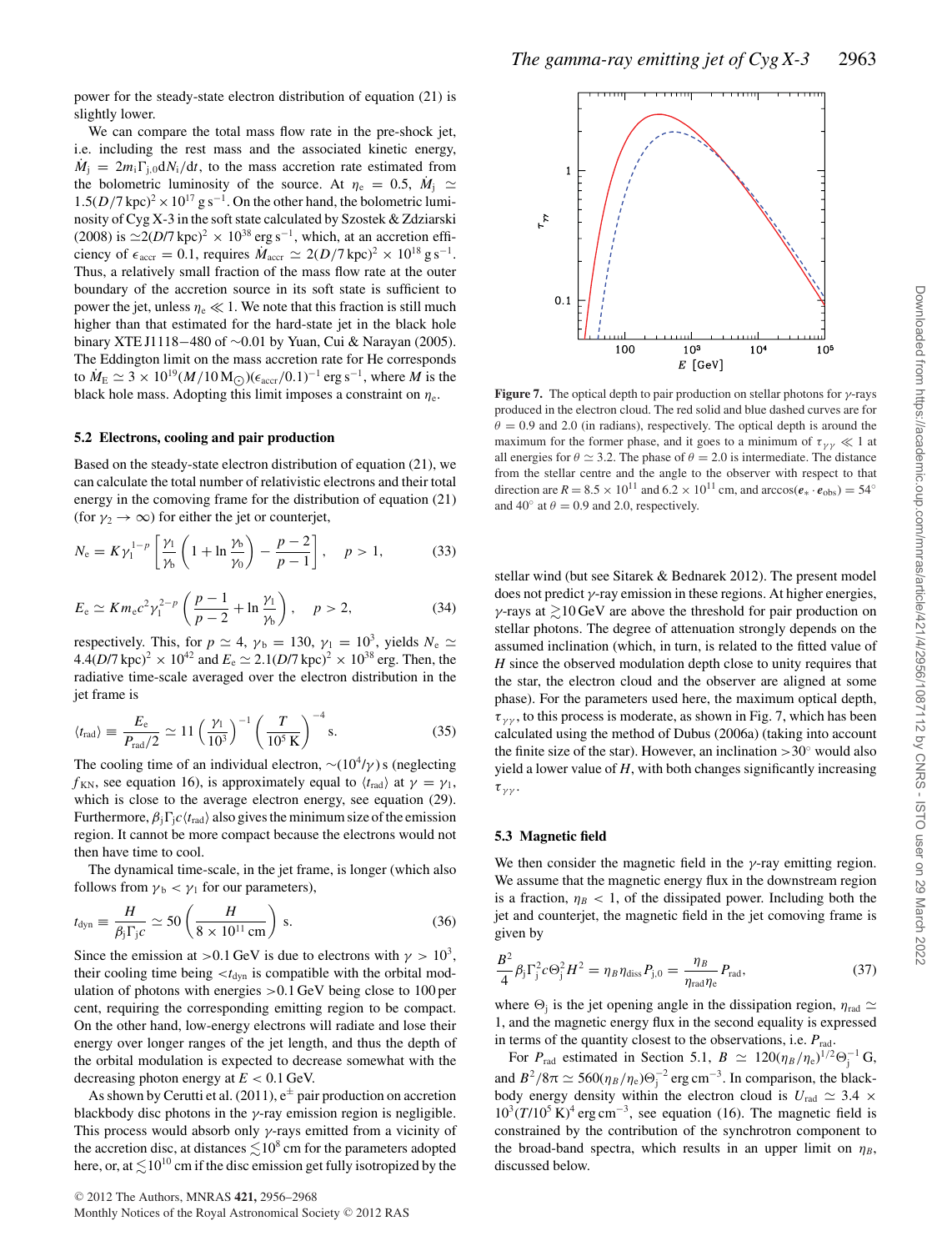power for the steady-state electron distribution of equation (21) is slightly lower.

We can compare the total mass flow rate in the pre-shock jet, i.e. including the rest mass and the associated kinetic energy, $\dot{M}_{\rm j} = 2m_{\rm i}\Gamma_{\rm j,0}{\rm d}N_{\rm i}/{\rm d}t$, to the mass accretion rate estimated from the bolometric luminosity of the source. At $\eta_{\rm e} = 0.5$, $\dot{M}_{\rm j} \simeq 1.5(D/7\,{\rm kpc})^2 \times 10^{17}\,{\rm g\,s^{-1}}$. On the other hand, the bolometric luminosity of Cyg X-3 in the soft state calculated by Szostek & Zdziarski (2008) is $\simeq 2(D/7\,{\rm kpc})^2 \times 10^{38}\,{\rm erg\,s^{-1}}$, which, at an accretion efficiency of $\epsilon_{\rm accr} = 0.1$, requires $\dot{M}_{\rm accr} \simeq 2(D/7\,{\rm kpc})^2 \times 10^{18}\,{\rm g\,s^{-1}}$. Thus, a relatively small fraction of the mass flow rate at the outer boundary of the accretion source in its soft state is sufficient to power the jet, unless $\eta_{\rm e} \ll 1$. We note that this fraction is still much higher than that estimated for the hard-state jet in the black hole binary XTE J1118−480 of ∼0.01 by Yuan, Cui & Narayan (2005). The Eddington limit on the mass accretion rate for He corresponds to $\dot{M}_{\rm E} \simeq 3 \times 10^{19}(M/10\,{\rm M_\odot})(\epsilon_{\rm accr}/0.1)^{-1}\,{\rm erg\,s^{-1}}$, where $M$ is the black hole mass. Adopting this limit imposes a constraint on $\eta_{\rm e}$.

## 5.2 Electrons, cooling and pair production

Based on the steady-state electron distribution of equation (21), we can calculate the total number of relativistic electrons and their total energy in the comoving frame for the distribution of equation (21) (for $\gamma_2 \to \infty$) for either the jet or counterjet,

$$N_{\rm e} = K\gamma_1^{1-p}\left[\frac{\gamma_1}{\gamma_{\rm b}}\left(1 + \ln\frac{\gamma_{\rm b}}{\gamma_0}\right) - \frac{p-2}{p-1}\right], \quad p > 1, \tag{33}$$

$$E_{\rm e} \simeq K m_{\rm e} c^2 \gamma_1^{2-p}\left(\frac{p-1}{p-2} + \ln\frac{\gamma_1}{\gamma_{\rm b}}\right), \quad p > 2, \tag{34}$$

respectively. This, for $p \simeq 4$, $\gamma_{\rm b} = 130$, $\gamma_1 = 10^3$, yields $N_{\rm e} \simeq 4.4(D/7\,{\rm kpc})^2 \times 10^{42}$ and $E_{\rm e} \simeq 2.1(D/7\,{\rm kpc})^2 \times 10^{38}$ erg. Then, the radiative time-scale averaged over the electron distribution in the jet frame is

$$\langle t_{\rm rad}\rangle \equiv \frac{E_{\rm e}}{P_{\rm rad}/2} \simeq 11\left(\frac{\gamma_1}{10^3}\right)^{-1}\left(\frac{T}{10^5\,{\rm K}}\right)^{-4}\,{\rm s}. \tag{35}$$

The cooling time of an individual electron, $\sim(10^4/\gamma)$ s (neglecting $f_{\rm KN}$, see equation 16), is approximately equal to $\langle t_{\rm rad}\rangle$ at $\gamma = \gamma_1$, which is close to the average electron energy, see equation (29). Furthermore, $\beta_{\rm j}\Gamma_{\rm j}c\langle t_{\rm rad}\rangle$ also gives the minimum size of the emission region. It cannot be more compact because the electrons would not then have time to cool.

The dynamical time-scale, in the jet frame, is longer (which also follows from $\gamma_{\rm b} < \gamma_1$ for our parameters),

$$t_{\rm dyn} \equiv \frac{H}{\beta_{\rm j}\Gamma_{\rm j}c} \simeq 50\left(\frac{H}{8 \times 10^{11}\,{\rm cm}}\right)\,{\rm s}. \tag{36}$$

Since the emission at >0.1 GeV is due to electrons with $\gamma > 10^3$, their cooling time being $<t_{\rm dyn}$ is compatible with the orbital modulation of photons with energies >0.1 GeV being close to 100 per cent, requiring the corresponding emitting region to be compact. On the other hand, low-energy electrons will radiate and lose their energy over longer ranges of the jet length, and thus the depth of the orbital modulation is expected to decrease somewhat with the decreasing photon energy at $E < 0.1$ GeV.

As shown by Cerutti et al. (2011), $e^\pm$ pair production on accretion blackbody disc photons in the $\gamma$-ray emission region is negligible. This process would absorb only $\gamma$-rays emitted from a vicinity of the accretion disc, at distances $\lesssim 10^8$ cm for the parameters adopted here, or, at $\lesssim 10^{10}$ cm if the disc emission get fully isotropized by the stellar wind (but see Sitarek & Bednarek 2012). The present model does not predict $\gamma$-ray emission in these regions. At higher energies, $\gamma$-rays at $\gtrsim 10$ GeV are above the threshold for pair production on stellar photons. The degree of attenuation strongly depends on the assumed inclination (which, in turn, is related to the fitted value of $H$ since the observed modulation depth close to unity requires that the star, the electron cloud and the observer are aligned at some phase). For the parameters used here, the maximum optical depth, $\tau_{\gamma\gamma}$, to this process is moderate, as shown in Fig. 7, which has been calculated using the method of Dubus (2006a) (taking into account the finite size of the star). However, an inclination >30° would also yield a lower value of $H$, with both changes significantly increasing $\tau_{\gamma\gamma}$.

**Figure 7.** The optical depth to pair production on stellar photons for $\gamma$-rays produced in the electron cloud. The red solid and blue dashed curves are for $\theta = 0.9$ and 2.0 (in radians), respectively. The optical depth is around the maximum for the former phase, and it goes to a minimum of $\tau_{\gamma\gamma} \ll 1$ at all energies for $\theta \simeq 3.2$. The phase of $\theta = 2.0$ is intermediate. The distance from the stellar centre and the angle to the observer with respect to that direction are $R = 8.5 \times 10^{11}$ and $6.2 \times 10^{11}$ cm, and $\arccos(\boldsymbol{e}_* \cdot \boldsymbol{e}_{\rm obs}) = 54°$ and 40° at $\theta = 0.9$ and 2.0, respectively.

## 5.3 Magnetic field

We then consider the magnetic field in the $\gamma$-ray emitting region. We assume that the magnetic energy flux in the downstream region is a fraction, $\eta_B < 1$, of the dissipated power. Including both the jet and counterjet, the magnetic field in the jet comoving frame is given by

$$\frac{B^2}{4}\beta_{\rm j}\Gamma_{\rm j}^2 c\Theta_{\rm j}^2 H^2 = \eta_B\eta_{\rm diss}P_{\rm j,0} = \frac{\eta_B}{\eta_{\rm rad}\eta_{\rm e}}P_{\rm rad}, \tag{37}$$

where $\Theta_{\rm j}$ is the jet opening angle in the dissipation region, $\eta_{\rm rad} \simeq 1$, and the magnetic energy flux in the second equality is expressed in terms of the quantity closest to the observations, i.e. $P_{\rm rad}$.

For $P_{\rm rad}$ estimated in Section 5.1, $B \simeq 120(\eta_B/\eta_{\rm e})^{1/2}\Theta_{\rm j}^{-1}$ G, and $B^2/8\pi \simeq 560(\eta_B/\eta_{\rm e})\Theta_{\rm j}^{-2}\,{\rm erg\,cm^{-3}}$. In comparison, the blackbody energy density within the electron cloud is $U_{\rm rad} \simeq 3.4 \times 10^3(T/10^5\,{\rm K})^4\,{\rm erg\,cm^{-3}}$, see equation (16). The magnetic field is constrained by the contribution of the synchrotron component to the broad-band spectra, which results in an upper limit on $\eta_B$, discussed below.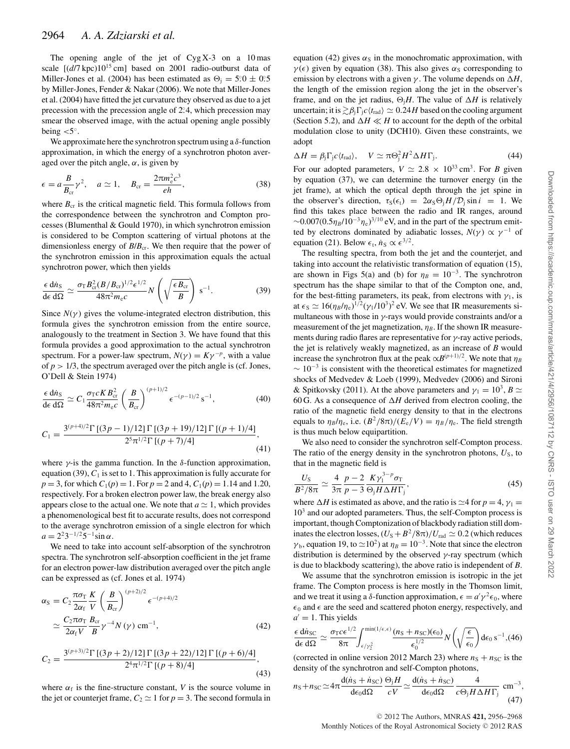The opening angle of the jet of Cyg X-3 on a 10 mas scale $[(d/7\,\mathrm{kpc})10^{15}\,\mathrm{cm}]$ based on 2001 radio-outburst data of Miller-Jones et al. (2004) has been estimated as $\Theta_\mathrm{j} = 5\overset{\circ}{.}0 \pm 0\overset{\circ}{.}5$ by Miller-Jones, Fender & Nakar (2006). We note that Miller-Jones et al. (2004) have fitted the jet curvature they observed as due to a jet precession with the precession angle of $2\overset{\circ}{.}4$, which precession may smear the observed image, with the actual opening angle possibly being $<5^\circ$.

We approximate here the synchrotron spectrum using a $\delta$-function approximation, in which the energy of a synchrotron photon averaged over the pitch angle, $\alpha$, is given by

$$\epsilon = a\frac{B}{B_\mathrm{cr}}\gamma^2, \quad a \simeq 1, \quad B_\mathrm{cr} = \frac{2\pi m_\mathrm{e}^2 c^3}{eh}, \tag{38}$$

where $B_\mathrm{cr}$ is the critical magnetic field. This formula follows from the correspondence between the synchrotron and Compton processes (Blumenthal & Gould 1970), in which synchrotron emission is considered to be Compton scattering of virtual photons at the dimensionless energy of $B/B_\mathrm{cr}$. We then require that the power of the synchrotron emission in this approximation equals the actual synchrotron power, which then yields

$$\frac{\epsilon\,\mathrm{d}\dot{n}_\mathrm{S}}{\mathrm{d}\epsilon\,\mathrm{d}\Omega} \simeq \frac{\sigma_\mathrm{T} B_\mathrm{cr}^2 (B/B_\mathrm{cr})^{1/2}\epsilon^{1/2}}{48\pi^2 m_\mathrm{e} c} N\left(\sqrt{\frac{\epsilon B_\mathrm{cr}}{B}}\right)\ \mathrm{s}^{-1}. \tag{39}$$

Since $N(\gamma)$ gives the volume-integrated electron distribution, this formula gives the synchrotron emission from the entire source, analogously to the treatment in Section 3. We have found that this formula provides a good approximation to the actual synchrotron spectrum. For a power-law spectrum, $N(\gamma) = K\gamma^{-p}$, with a value of $p > 1/3$, the spectrum averaged over the pitch angle is (cf. Jones, O'Dell & Stein 1974)

$$\frac{\epsilon\,\mathrm{d}\dot{n}_\mathrm{S}}{\mathrm{d}\epsilon\,\mathrm{d}\Omega} \simeq C_1\frac{\sigma_\mathrm{T} c K B_\mathrm{cr}^2}{48\pi^2 m_\mathrm{e} c}\left(\frac{B}{B_\mathrm{cr}}\right)^{(p+1)/2}\epsilon^{-(p-1)/2}\,\mathrm{s}^{-1}, \tag{40}$$

$$C_1 = \frac{3^{(p+4)/2}\Gamma\left[(3p-1)/12\right]\Gamma\left[(3p+19)/12\right]\Gamma\left[(p+1)/4\right]}{2^5\pi^{1/2}\Gamma\left[(p+7)/4\right]}, \tag{41}$$

where $\gamma$-is the gamma function. In the $\delta$-function approximation, equation (39), $C_1$ is set to 1. This approximation is fully accurate for $p = 3$, for which $C_1(p) = 1$. For $p = 2$ and 4, $C_1(p) = 1.14$ and 1.20, respectively. For a broken electron power law, the break energy also appears close to the actual one. We note that $a \simeq 1$, which provides a phenomenological best fit to accurate results, does not correspond to the average synchrotron emission of a single electron for which $a = 2^2 3^{-1/2} 5^{-1}\sin\alpha$.

We need to take into account self-absorption of the synchrotron spectra. The synchrotron self-absorption coefficient in the jet frame for an electron power-law distribution averaged over the pitch angle can be expressed as (cf. Jones et al. 1974)

$$\begin{aligned}\alpha_\mathrm{S} &= C_2\frac{\pi\sigma_\mathrm{T}}{2\alpha_\mathrm{f}}\frac{K}{V}\left(\frac{B}{B_\mathrm{cr}}\right)^{(p+2)/2}\epsilon^{-(p+4)/2}\\ &\simeq \frac{C_2\pi\sigma_\mathrm{T}}{2\alpha_\mathrm{f} V}\frac{B_\mathrm{cr}}{B}\gamma^{-4}N(\gamma)\ \mathrm{cm}^{-1},\end{aligned} \tag{42}$$

$$C_2 = \frac{3^{(p+3)/2}\Gamma\left[(3p+2)/12\right]\Gamma\left[(3p+22)/12\right]\Gamma\left[(p+6)/4\right]}{2^4\pi^{1/2}\Gamma\left[(p+8)/4\right]}, \tag{43}$$

where $\alpha_\mathrm{f}$ is the fine-structure constant, $V$ is the source volume in the jet or counterjet frame, $C_2 \simeq 1$ for $p = 3$. The second formula in equation (42) gives $\alpha_\mathrm{S}$ in the monochromatic approximation, with $\gamma(\epsilon)$ given by equation (38). This also gives $\alpha_\mathrm{S}$ corresponding to emission by electrons with a given $\gamma$. The volume depends on $\Delta H$, the length of the emission region along the jet in the observer's frame, and on the jet radius, $\Theta_\mathrm{j} H$. The value of $\Delta H$ is relatively uncertain; it is $\gtrsim \beta_\mathrm{j}\Gamma_\mathrm{j} c\langle t_\mathrm{rad}\rangle \simeq 0.24H$ based on the cooling argument (Section 5.2), and $\Delta H \ll H$ to account for the depth of the orbital modulation close to unity (DCH10). Given these constraints, we adopt

$$\Delta H = \beta_\mathrm{j}\Gamma_\mathrm{j} c\langle t_\mathrm{rad}\rangle, \quad V \simeq \pi\Theta_\mathrm{j}^2 H^2\Delta H\Gamma_\mathrm{j}. \tag{44}$$

For our adopted parameters, $V \simeq 2.8 \times 10^{33}\,\mathrm{cm}^3$. For $B$ given by equation (37), we can determine the turnover energy (in the jet frame), at which the optical depth through the jet spine in the observer's direction, $\tau_\mathrm{S}(\epsilon_\mathrm{t}) = 2\alpha_\mathrm{S}\Theta_\mathrm{j} H/\mathcal{D}_\mathrm{j}\sin i = 1$. We find this takes place between the radio and IR ranges, around $\sim 0.007(0.5\eta_B/10^{-3}\eta_\mathrm{e})^{3/10}$ eV, and in the part of the spectrum emitted by electrons dominated by adiabatic losses, $N(\gamma) \propto \gamma^{-1}$ of equation (21). Below $\epsilon_\mathrm{t}$, $\dot{n}_\mathrm{S} \propto \epsilon^{3/2}$.

The resulting spectra, from both the jet and the counterjet, and taking into account the relativistic transformation of equation (15), are shown in Figs 5(a) and (b) for $\eta_B = 10^{-3}$. The synchrotron spectrum has the shape similar to that of the Compton one, and, for the best-fitting parameters, its peak, from electrons with $\gamma_1$, is at $\epsilon_\mathrm{S} \simeq 16(\eta_B/\eta_\mathrm{e})^{1/2}(\gamma_1/10^3)^2$ eV. We see that IR measurements simultaneous with those in $\gamma$-rays would provide constraints and/or a measurement of the jet magnetization, $\eta_B$. If the shown IR measurements during radio flares are representative for $\gamma$-ray active periods, the jet is relatively weakly magnetized, as an increase of $B$ would increase the synchrotron flux at the peak $\propto B^{(p+1)/2}$. We note that $\eta_B \sim 10^{-3}$ is consistent with the theoretical estimates for magnetized shocks of Medvedev & Loeb (1999), Medvedev (2006) and Sironi & Spitkovsky (2011). At the above parameters and $\gamma_1 = 10^3$, $B \simeq 60$ G. As a consequence of $\Delta H$ derived from electron cooling, the ratio of the magnetic field energy density to that in the electrons equals to $\eta_B/\eta_\mathrm{e}$, i.e. $(B^2/8\pi)/(E_\mathrm{e}/V) = \eta_B/\eta_\mathrm{e}$. The field strength is thus much below equipartition.

We also need to consider the synchrotron self-Compton process. The ratio of the energy density in the synchrotron photons, $U_\mathrm{S}$, to that in the magnetic field is

$$\frac{U_\mathrm{S}}{B^2/8\pi} \simeq \frac{4}{3\pi}\frac{p-2}{p-3}\frac{K\gamma_1^{3-p}\sigma_\mathrm{T}}{\Theta_\mathrm{j} H\Delta H\Gamma_\mathrm{j}}, \tag{45}$$

where $\Delta H$ is estimated as above, and the ratio is $\simeq 4$ for $p = 4$, $\gamma_1 = 10^3$ and our adopted parameters. Thus, the self-Compton process is important, though Comptonization of blackbody radiation still dominates the electron losses, $(U_\mathrm{S} + B^2/8\pi)/U_\mathrm{rad} \simeq 0.2$ (which reduces $\gamma_\mathrm{b}$, equation 19, to $\simeq 10^2$) at $\eta_B = 10^{-3}$. Note that since the electron distribution is determined by the observed $\gamma$-ray spectrum (which is due to blackbody scattering), the above ratio is independent of $B$.

We assume that the synchrotron emission is isotropic in the jet frame. The Compton process is here mostly in the Thomson limit, and we treat it using a $\delta$-function approximation, $\epsilon = a'\gamma^2\epsilon_0$, where $\epsilon_0$ and $\epsilon$ are the seed and scattered photon energy, respectively, and $a' = 1$. This yields

$$\frac{\epsilon\,\mathrm{d}\dot{n}_\mathrm{SC}}{\mathrm{d}\epsilon\,\mathrm{d}\Omega} \simeq \frac{\sigma_\mathrm{T} c\epsilon^{1/2}}{8\pi}\int_{\epsilon/\gamma_2^2}^{\min(1/\epsilon,\epsilon)}\frac{(n_\mathrm{S}+n_\mathrm{SC})(\epsilon_0)}{\epsilon_0^{1/2}}N\left(\sqrt{\frac{\epsilon}{\epsilon_0}}\right)\mathrm{d}\epsilon_0\,\mathrm{s}^{-1}, \tag{46}$$

(corrected in online version 2012 March 23) where $n_\mathrm{S} + n_\mathrm{SC}$ is the density of the synchrotron and self-Compton photons,

$$n_\mathrm{S}+n_\mathrm{SC} \simeq 4\pi\frac{\mathrm{d}(\dot{n}_\mathrm{S}+\dot{n}_\mathrm{SC})}{\mathrm{d}\epsilon_0\mathrm{d}\Omega}\frac{\Theta_\mathrm{j} H}{cV} \simeq \frac{\mathrm{d}(\dot{n}_\mathrm{S}+\dot{n}_\mathrm{SC})}{\mathrm{d}\epsilon_0\mathrm{d}\Omega}\frac{4}{c\Theta_\mathrm{j} H\Delta H\Gamma_\mathrm{j}}\ \mathrm{cm}^{-3}, \tag{47}$$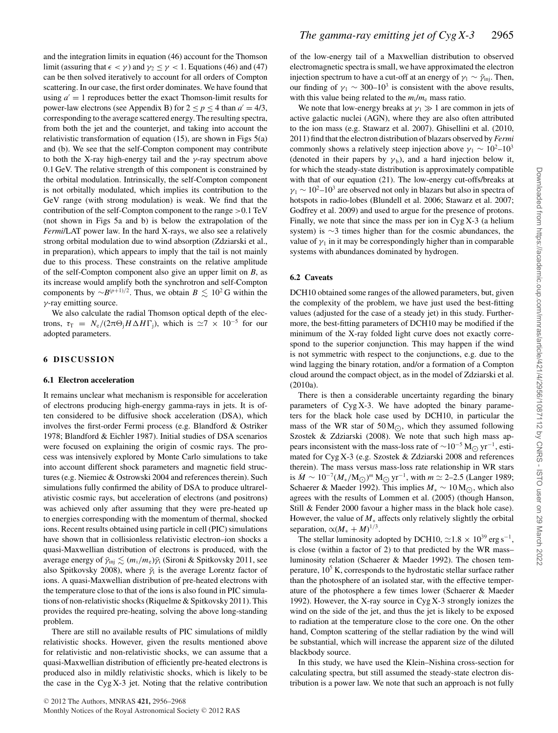and the integration limits in equation (46) account for the Thomson limit (assuring that $\epsilon < \gamma$) and $\gamma_2 \le \gamma < 1$. Equations (46) and (47) can be then solved iteratively to account for all orders of Compton scattering. In our case, the first order dominates. We have found that using $a' = 1$ reproduces better the exact Thomson-limit results for power-law electrons (see Appendix B) for $2 \le p \le 4$ than $a' = 4/3$, corresponding to the average scattered energy. The resulting spectra, from both the jet and the counterjet, and taking into account the relativistic transformation of equation (15), are shown in Figs 5(a) and (b). We see that the self-Compton component may contribute to both the X-ray high-energy tail and the $\gamma$-ray spectrum above 0.1 GeV. The relative strength of this component is constrained by the orbital modulation. Intrinsically, the self-Compton component is not orbitally modulated, which implies its contribution to the GeV range (with strong modulation) is weak. We find that the contribution of the self-Compton component to the range >0.1 TeV (not shown in Figs 5a and b) is below the extrapolation of the *Fermi*/LAT power law. In the hard X-rays, we also see a relatively strong orbital modulation due to wind absorption (Zdziarski et al., in preparation), which appears to imply that the tail is not mainly due to this process. These constraints on the relative amplitude of the self-Compton component also give an upper limit on $B$, as its increase would amplify both the synchrotron and self-Compton components by $\sim B^{(p+1)/2}$. Thus, we obtain $B \lesssim 10^2$ G within the $\gamma$-ray emitting source.

We also calculate the radial Thomson optical depth of the electrons, $\tau_{\rm T} = N_{\rm e}/(2\pi\Theta_{\rm j} H \Delta H \Gamma_{\rm j})$, which is $\simeq 7 \times 10^{-5}$ for our adopted parameters.

## 6 DISCUSSION

### 6.1 Electron acceleration

It remains unclear what mechanism is responsible for acceleration of electrons producing high-energy gamma-rays in jets. It is often considered to be diffusive shock acceleration (DSA), which involves the first-order Fermi process (e.g. Blandford & Ostriker 1978; Blandford & Eichler 1987). Initial studies of DSA scenarios were focused on explaining the origin of cosmic rays. The process was intensively explored by Monte Carlo simulations to take into account different shock parameters and magnetic field structures (e.g. Niemiec & Ostrowski 2004 and references therein). Such simulations fully confirmed the ability of DSA to produce ultrarelativistic cosmic rays, but acceleration of electrons (and positrons) was achieved only after assuming that they were pre-heated up to energies corresponding with the momentum of thermal, shocked ions. Recent results obtained using particle in cell (PIC) simulations have shown that in collisionless relativistic electron–ion shocks a quasi-Maxwellian distribution of electrons is produced, with the average energy of $\bar{\gamma}_{\rm inj} \lesssim (m_{\rm i}/m_{\rm e})\bar{\gamma}_{\rm i}$ (Sironi & Spitkovsky 2011, see also Spitkovsky 2008), where $\bar{\gamma}_{\rm i}$ is the average Lorentz factor of ions. A quasi-Maxwellian distribution of pre-heated electrons with the temperature close to that of the ions is also found in PIC simulations of non-relativistic shocks (Riquelme & Spitkovsky 2011). This provides the required pre-heating, solving the above long-standing problem.

There are still no available results of PIC simulations of mildly relativistic shocks. However, given the results mentioned above for relativistic and non-relativistic shocks, we can assume that a quasi-Maxwellian distribution of efficiently pre-heated electrons is produced also in mildly relativistic shocks, which is likely to be the case in the Cyg X-3 jet. Noting that the relative contribution of the low-energy tail of a Maxwellian distribution to observed electromagnetic spectra is small, we have approximated the electron injection spectrum to have a cut-off at an energy of $\gamma_1 \sim \bar{\gamma}_{\rm inj}$. Then, our finding of $\gamma_1 \sim 300$–$10^3$ is consistent with the above results, with this value being related to the $m_{\rm i}/m_{\rm e}$ mass ratio.

We note that low-energy breaks at $\gamma_1 \gg 1$ are common in jets of active galactic nuclei (AGN), where they are also often attributed to the ion mass (e.g. Stawarz et al. 2007). Ghisellini et al. (2010, 2011) find that the electron distribution of blazars observed by *Fermi* commonly shows a relatively steep injection above $\gamma_1 \sim 10^2$–$10^3$ (denoted in their papers by $\gamma_{\rm b}$), and a hard injection below it, for which the steady-state distribution is approximately compatible with that of our equation (21). The low-energy cut-offs/breaks at $\gamma_1 \sim 10^2$–$10^3$ are observed not only in blazars but also in spectra of hotspots in radio-lobes (Blundell et al. 2006; Stawarz et al. 2007; Godfrey et al. 2009) and used to argue for the presence of protons. Finally, we note that since the mass per ion in Cyg X-3 (a helium system) is ~3 times higher than for the cosmic abundances, the value of $\gamma_1$ in it may be correspondingly higher than in comparable systems with abundances dominated by hydrogen.

### 6.2 Caveats

DCH10 obtained some ranges of the allowed parameters, but, given the complexity of the problem, we have just used the best-fitting values (adjusted for the case of a steady jet) in this study. Furthermore, the best-fitting parameters of DCH10 may be modified if the minimum of the X-ray folded light curve does not exactly correspond to the superior conjunction. This may happen if the wind is not symmetric with respect to the conjunctions, e.g. due to the wind lagging the binary rotation, and/or a formation of a Compton cloud around the compact object, as in the model of Zdziarski et al. (2010a).

There is then a considerable uncertainty regarding the binary parameters of Cyg X-3. We have adopted the binary parameters for the black hole case used by DCH10, in particular the mass of the WR star of $50\,{\rm M}_{\odot}$, which they assumed following Szostek & Zdziarski (2008). We note that such high mass appears inconsistent with the mass-loss rate of $\sim 10^{-5}\,{\rm M}_{\odot}\,{\rm yr}^{-1}$, estimated for Cyg X-3 (e.g. Szostek & Zdziarski 2008 and references therein). The mass versus mass-loss rate relationship in WR stars is $\dot{M} \sim 10^{-7}(M_*/{\rm M}_{\odot})^m\,{\rm M}_{\odot}\,{\rm yr}^{-1}$, with $m \simeq 2$–2.5 (Langer 1989; Schaerer & Maeder 1992). This implies $M_* \sim 10\,{\rm M}_{\odot}$, which also agrees with the results of Lommen et al. (2005) (though Hanson, Still & Fender 2000 favour a higher mass in the black hole case). However, the value of $M_*$ affects only relatively slightly the orbital separation, $\propto (M_* + M)^{1/3}$.

The stellar luminosity adopted by DCH10, $\simeq 1.8 \times 10^{39}$ erg s$^{-1}$, is close (within a factor of 2) to that predicted by the WR mass–luminosity relation (Schaerer & Maeder 1992). The chosen temperature, $10^5$ K, corresponds to the hydrostatic stellar surface rather than the photosphere of an isolated star, with the effective temperature of the photosphere a few times lower (Schaerer & Maeder 1992). However, the X-ray source in Cyg X-3 strongly ionizes the wind on the side of the jet, and thus the jet is likely to be exposed to radiation at the temperature close to the core one. On the other hand, Compton scattering of the stellar radiation by the wind will be substantial, which will increase the apparent size of the diluted blackbody source.

In this study, we have used the Klein–Nishina cross-section for calculating spectra, but still assumed the steady-state electron distribution is a power law. We note that such an approach is not fully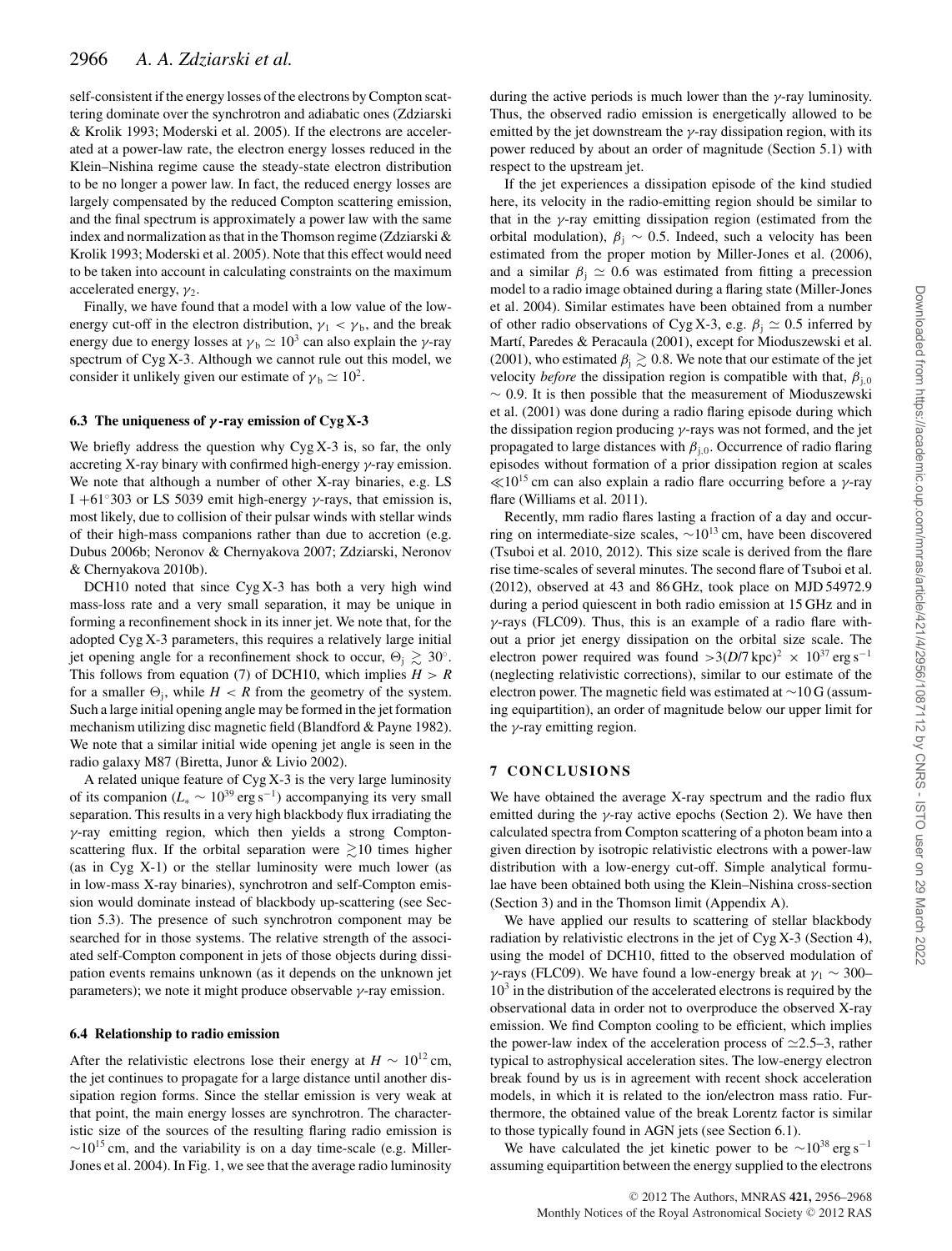self-consistent if the energy losses of the electrons by Compton scattering dominate over the synchrotron and adiabatic ones (Zdziarski & Krolik 1993; Moderski et al. 2005). If the electrons are accelerated at a power-law rate, the electron energy losses reduced in the Klein–Nishina regime cause the steady-state electron distribution to be no longer a power law. In fact, the reduced energy losses are largely compensated by the reduced Compton scattering emission, and the final spectrum is approximately a power law with the same index and normalization as that in the Thomson regime (Zdziarski & Krolik 1993; Moderski et al. 2005). Note that this effect would need to be taken into account in calculating constraints on the maximum accelerated energy, $\gamma_2$.

Finally, we have found that a model with a low value of the low-energy cut-off in the electron distribution, $\gamma_1 < \gamma_b$, and the break energy due to energy losses at $\gamma_b \simeq 10^3$ can also explain the $\gamma$-ray spectrum of Cyg X-3. Although we cannot rule out this model, we consider it unlikely given our estimate of $\gamma_b \simeq 10^2$.

### 6.3 The uniqueness of $\gamma$-ray emission of Cyg X-3

We briefly address the question why Cyg X-3 is, so far, the only accreting X-ray binary with confirmed high-energy $\gamma$-ray emission. We note that although a number of other X-ray binaries, e.g. LS I +61°303 or LS 5039 emit high-energy $\gamma$-rays, that emission is, most likely, due to collision of their pulsar winds with stellar winds of their high-mass companions rather than due to accretion (e.g. Dubus 2006b; Neronov & Chernyakova 2007; Zdziarski, Neronov & Chernyakova 2010b).

DCH10 noted that since Cyg X-3 has both a very high wind mass-loss rate and a very small separation, it may be unique in forming a reconfinement shock in its inner jet. We note that, for the adopted Cyg X-3 parameters, this requires a relatively large initial jet opening angle for a reconfinement shock to occur, $\Theta_j \gtrsim 30°$. This follows from equation (7) of DCH10, which implies $H > R$ for a smaller $\Theta_j$, while $H < R$ from the geometry of the system. Such a large initial opening angle may be formed in the jet formation mechanism utilizing disc magnetic field (Blandford & Payne 1982). We note that a similar initial wide opening jet angle is seen in the radio galaxy M87 (Biretta, Junor & Livio 2002).

A related unique feature of Cyg X-3 is the very large luminosity of its companion ($L_* \sim 10^{39}$ erg s$^{-1}$) accompanying its very small separation. This results in a very high blackbody flux irradiating the $\gamma$-ray emitting region, which then yields a strong Compton-scattering flux. If the orbital separation were $\gtrsim$10 times higher (as in Cyg X-1) or the stellar luminosity were much lower (as in low-mass X-ray binaries), synchrotron and self-Compton emission would dominate instead of blackbody up-scattering (see Section 5.3). The presence of such synchrotron component may be searched for in those systems. The relative strength of the associated self-Compton component in jets of those objects during dissipation events remains unknown (as it depends on the unknown jet parameters); we note it might produce observable $\gamma$-ray emission.

### 6.4 Relationship to radio emission

After the relativistic electrons lose their energy at $H \sim 10^{12}$ cm, the jet continues to propagate for a large distance until another dissipation region forms. Since the stellar emission is very weak at that point, the main energy losses are synchrotron. The characteristic size of the sources of the resulting flaring radio emission is $\sim 10^{15}$ cm, and the variability is on a day time-scale (e.g. Miller-Jones et al. 2004). In Fig. 1, we see that the average radio luminosity during the active periods is much lower than the $\gamma$-ray luminosity. Thus, the observed radio emission is energetically allowed to be emitted by the jet downstream the $\gamma$-ray dissipation region, with its power reduced by about an order of magnitude (Section 5.1) with respect to the upstream jet.

If the jet experiences a dissipation episode of the kind studied here, its velocity in the radio-emitting region should be similar to that in the $\gamma$-ray emitting dissipation region (estimated from the orbital modulation), $\beta_j \sim 0.5$. Indeed, such a velocity has been estimated from the proper motion by Miller-Jones et al. (2006), and a similar $\beta_j \simeq 0.6$ was estimated from fitting a precession model to a radio image obtained during a flaring state (Miller-Jones et al. 2004). Similar estimates have been obtained from a number of other radio observations of Cyg X-3, e.g. $\beta_j \simeq 0.5$ inferred by Martí, Paredes & Peracaula (2001), except for Mioduszewski et al. (2001), who estimated $\beta_j \gtrsim 0.8$. We note that our estimate of the jet velocity *before* the dissipation region is compatible with that, $\beta_{j,0} \sim 0.9$. It is then possible that the measurement of Mioduszewski et al. (2001) was done during a radio flaring episode during which the dissipation region producing $\gamma$-rays was not formed, and the jet propagated to large distances with $\beta_{j,0}$. Occurrence of radio flaring episodes without formation of a prior dissipation region at scales $\ll 10^{15}$ cm can also explain a radio flare occurring before a $\gamma$-ray flare (Williams et al. 2011).

Recently, mm radio flares lasting a fraction of a day and occurring on intermediate-size scales, $\sim 10^{13}$ cm, have been discovered (Tsuboi et al. 2010, 2012). This size scale is derived from the flare rise time-scales of several minutes. The second flare of Tsuboi et al. (2012), observed at 43 and 86 GHz, took place on MJD 54972.9 during a period quiescent in both radio emission at 15 GHz and in $\gamma$-rays (FLC09). Thus, this is an example of a radio flare without a prior jet energy dissipation on the orbital size scale. The electron power required was found $>3(D/7\,\mathrm{kpc})^2 \times 10^{37}$ erg s$^{-1}$ (neglecting relativistic corrections), similar to our estimate of the electron power. The magnetic field was estimated at $\sim$10 G (assuming equipartition), an order of magnitude below our upper limit for the $\gamma$-ray emitting region.

## 7 CONCLUSIONS

We have obtained the average X-ray spectrum and the radio flux emitted during the $\gamma$-ray active epochs (Section 2). We have then calculated spectra from Compton scattering of a photon beam into a given direction by isotropic relativistic electrons with a power-law distribution with a low-energy cut-off. Simple analytical formulae have been obtained both using the Klein–Nishina cross-section (Section 3) and in the Thomson limit (Appendix A).

We have applied our results to scattering of stellar blackbody radiation by relativistic electrons in the jet of Cyg X-3 (Section 4), using the model of DCH10, fitted to the observed modulation of $\gamma$-rays (FLC09). We have found a low-energy break at $\gamma_1 \sim 300$–$10^3$ in the distribution of the accelerated electrons is required by the observational data in order not to overproduce the observed X-ray emission. We find Compton cooling to be efficient, which implies the power-law index of the acceleration process of $\simeq$2.5–3, rather typical to astrophysical acceleration sites. The low-energy electron break found by us is in agreement with recent shock acceleration models, in which it is related to the ion/electron mass ratio. Furthermore, the obtained value of the break Lorentz factor is similar to those typically found in AGN jets (see Section 6.1).

We have calculated the jet kinetic power to be $\sim 10^{38}$ erg s$^{-1}$ assuming equipartition between the energy supplied to the electrons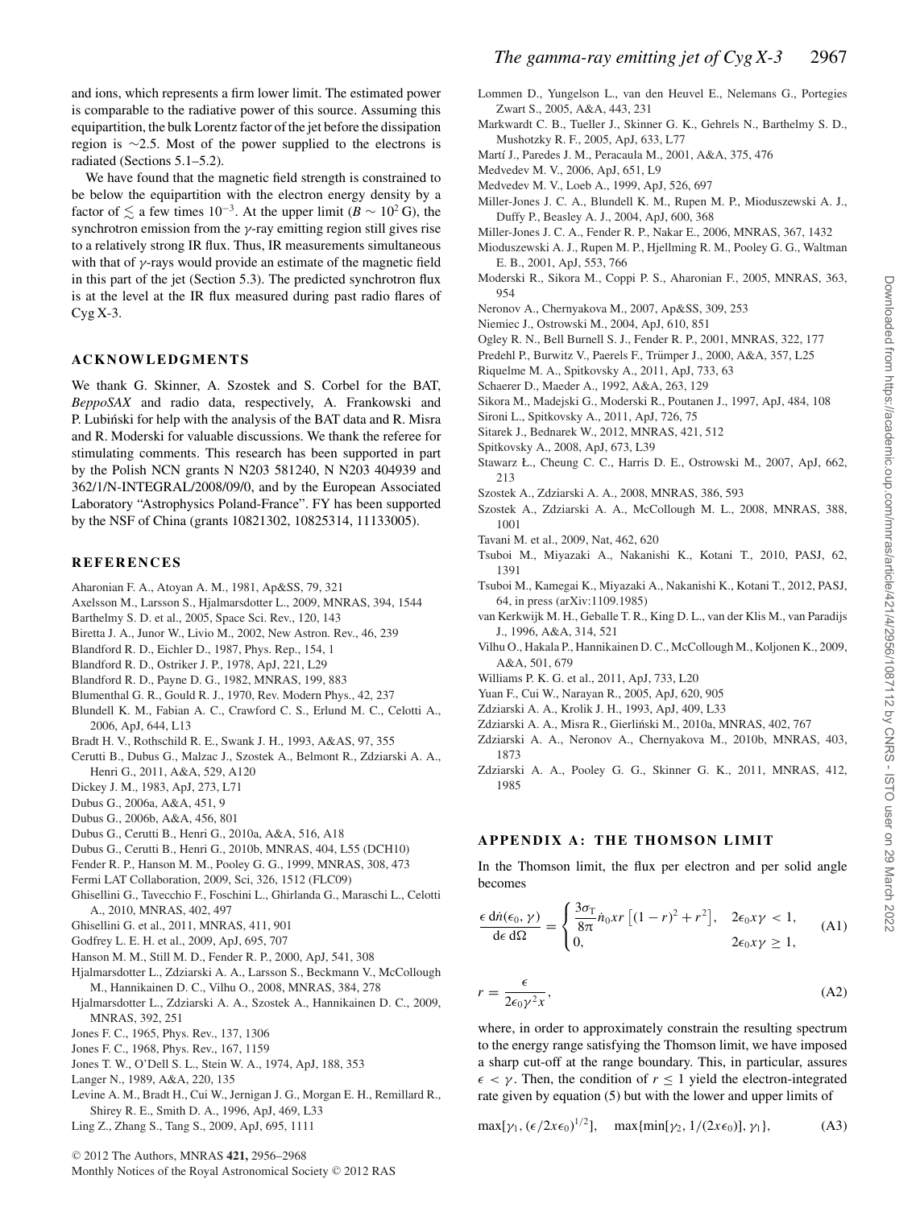and ions, which represents a firm lower limit. The estimated power is comparable to the radiative power of this source. Assuming this equipartition, the bulk Lorentz factor of the jet before the dissipation region is $\sim$2.5. Most of the power supplied to the electrons is radiated (Sections 5.1–5.2).

We have found that the magnetic field strength is constrained to be below the equipartition with the electron energy density by a factor of $\lesssim$ a few times $10^{-3}$. At the upper limit ($B \sim 10^2$ G), the synchrotron emission from the $\gamma$-ray emitting region still gives rise to a relatively strong IR flux. Thus, IR measurements simultaneous with that of $\gamma$-rays would provide an estimate of the magnetic field in this part of the jet (Section 5.3). The predicted synchrotron flux is at the level at the IR flux measured during past radio flares of Cyg X-3.

## ACKNOWLEDGMENTS

We thank G. Skinner, A. Szostek and S. Corbel for the BAT, *BeppoSAX* and radio data, respectively, A. Frankowski and P. Lubiński for help with the analysis of the BAT data and R. Misra and R. Moderski for valuable discussions. We thank the referee for stimulating comments. This research has been supported in part by the Polish NCN grants N N203 581240, N N203 404939 and 362/1/N-INTEGRAL/2008/09/0, and by the European Associated Laboratory "Astrophysics Poland-France". FY has been supported by the NSF of China (grants 10821302, 10825314, 11133005).

## REFERENCES

Aharonian F. A., Atoyan A. M., 1981, Ap&SS, 79, 321
Axelsson M., Larsson S., Hjalmarsdotter L., 2009, MNRAS, 394, 1544
Barthelmy S. D. et al., 2005, Space Sci. Rev., 120, 143
Biretta J. A., Junor W., Livio M., 2002, New Astron. Rev., 46, 239
Blandford R. D., Eichler D., 1987, Phys. Rep., 154, 1
Blandford R. D., Ostriker J. P., 1978, ApJ, 221, L29
Blandford R. D., Payne D. G., 1982, MNRAS, 199, 883
Blumenthal G. R., Gould R. J., 1970, Rev. Modern Phys., 42, 237
Blundell K. M., Fabian A. C., Crawford C. S., Erlund M. C., Celotti A., 2006, ApJ, 644, L13
Bradt H. V., Rothschild R. E., Swank J. H., 1993, A&AS, 97, 355
Cerutti B., Dubus G., Malzac J., Szostek A., Belmont R., Zdziarski A. A., Henri G., 2011, A&A, 529, A120
Dickey J. M., 1983, ApJ, 273, L71
Dubus G., 2006a, A&A, 451, 9
Dubus G., 2006b, A&A, 456, 801
Dubus G., Cerutti B., Henri G., 2010a, A&A, 516, A18
Dubus G., Cerutti B., Henri G., 2010b, MNRAS, 404, L55 (DCH10)
Fender R. P., Hanson M. M., Pooley G. G., 1999, MNRAS, 308, 473
Fermi LAT Collaboration, 2009, Sci, 326, 1512 (FLC09)
Ghisellini G., Tavecchio F., Foschini L., Ghirlanda G., Maraschi L., Celotti A., 2010, MNRAS, 402, 497
Ghisellini G. et al., 2011, MNRAS, 411, 901
Godfrey L. E. H. et al., 2009, ApJ, 695, 707
Hanson M. M., Still M. D., Fender R. P., 2000, ApJ, 541, 308
Hjalmarsdotter L., Zdziarski A. A., Larsson S., Beckmann V., McCollough M., Hannikainen D. C., Vilhu O., 2008, MNRAS, 384, 278
Hjalmarsdotter L., Zdziarski A. A., Szostek A., Hannikainen D. C., 2009, MNRAS, 392, 251
Jones F. C., 1965, Phys. Rev., 137, 1306
Jones F. C., 1968, Phys. Rev., 167, 1159
Jones T. W., O'Dell S. L., Stein W. A., 1974, ApJ, 188, 353
Langer N., 1989, A&A, 220, 135
Levine A. M., Bradt H., Cui W., Jernigan J. G., Morgan E. H., Remillard R., Shirey R. E., Smith D. A., 1996, ApJ, 469, L33
Ling Z., Zhang S., Tang S., 2009, ApJ, 695, 1111
Lommen D., Yungelson L., van den Heuvel E., Nelemans G., Portegies Zwart S., 2005, A&A, 443, 231
Markwardt C. B., Tueller J., Skinner G. K., Gehrels N., Barthelmy S. D., Mushotzky R. F., 2005, ApJ, 633, L77
Martí J., Paredes J. M., Peracaula M., 2001, A&A, 375, 476
Medvedev M. V., 2006, ApJ, 651, L9
Medvedev M. V., Loeb A., 1999, ApJ, 526, 697
Miller-Jones J. C. A., Blundell K. M., Rupen M. P., Mioduszewski A. J., Duffy P., Beasley A. J., 2004, ApJ, 600, 368
Miller-Jones J. C. A., Fender R. P., Nakar E., 2006, MNRAS, 367, 1432
Mioduszewski A. J., Rupen M. P., Hjellming R. M., Pooley G. G., Waltman E. B., 2001, ApJ, 553, 766
Moderski R., Sikora M., Coppi P. S., Aharonian F., 2005, MNRAS, 363, 954
Neronov A., Chernyakova M., 2007, Ap&SS, 309, 253
Niemiec J., Ostrowski M., 2004, ApJ, 610, 851
Ogley R. N., Bell Burnell S. J., Fender R. P., 2001, MNRAS, 322, 177
Predehl P., Burwitz V., Paerels F., Trümper J., 2000, A&A, 357, L25
Riquelme M. A., Spitkovsky A., 2011, ApJ, 733, 63
Schaerer D., Maeder A., 1992, A&A, 263, 129
Sikora M., Madejski G., Moderski R., Poutanen J., 1997, ApJ, 484, 108
Sironi L., Spitkovsky A., 2011, ApJ, 726, 75
Sitarek J., Bednarek W., 2012, MNRAS, 421, 512
Spitkovsky A., 2008, ApJ, 673, L39
Stawarz Ł., Cheung C. C., Harris D. E., Ostrowski M., 2007, ApJ, 662, 213
Szostek A., Zdziarski A. A., 2008, MNRAS, 386, 593
Szostek A., Zdziarski A. A., McCollough M. L., 2008, MNRAS, 388, 1001
Tavani M. et al., 2009, Nat, 462, 620
Tsuboi M., Miyazaki A., Nakanishi K., Kotani T., 2010, PASJ, 62, 1391
Tsuboi M., Kamegai K., Miyazaki A., Nakanishi K., Kotani T., 2012, PASJ, 64, in press (arXiv:1109.1985)
van Kerkwijk M. H., Geballe T. R., King D. L., van der Klis M., van Paradijs J., 1996, A&A, 314, 521
Vilhu O., Hakala P., Hannikainen D. C., McCollough M., Koljonen K., 2009, A&A, 501, 679
Williams P. K. G. et al., 2011, ApJ, 733, L20
Yuan F., Cui W., Narayan R., 2005, ApJ, 620, 905
Zdziarski A. A., Krolik J. H., 1993, ApJ, 409, L33
Zdziarski A. A., Misra R., Gierliński M., 2010a, MNRAS, 402, 767
Zdziarski A. A., Neronov A., Chernyakova M., 2010b, MNRAS, 403, 1873
Zdziarski A. A., Pooley G. G., Skinner G. K., 2011, MNRAS, 412, 1985

## APPENDIX A: THE THOMSON LIMIT

In the Thomson limit, the flux per electron and per solid angle becomes

$$\frac{\epsilon\, \mathrm{d}\dot{n}(\epsilon_0, \gamma)}{\mathrm{d}\epsilon\, \mathrm{d}\Omega} = \begin{cases} \dfrac{3\sigma_\mathrm{T}}{8\pi}\dot{n}_0 x r \left[(1-r)^2 + r^2\right], & 2\epsilon_0 x\gamma < 1, \\ 0, & 2\epsilon_0 x\gamma \geq 1, \end{cases} \tag{A1}$$

$$r = \frac{\epsilon}{2\epsilon_0 \gamma^2 x}, \tag{A2}$$

where, in order to approximately constrain the resulting spectrum to the energy range satisfying the Thomson limit, we have imposed a sharp cut-off at the range boundary. This, in particular, assures $\epsilon < \gamma$. Then, the condition of $r \leq 1$ yield the electron-integrated rate given by equation (5) but with the lower and upper limits of

$$\max[\gamma_1, (\epsilon/2x\epsilon_0)^{1/2}], \quad \max\{\min[\gamma_2, 1/(2x\epsilon_0)], \gamma_1\}, \tag{A3}$$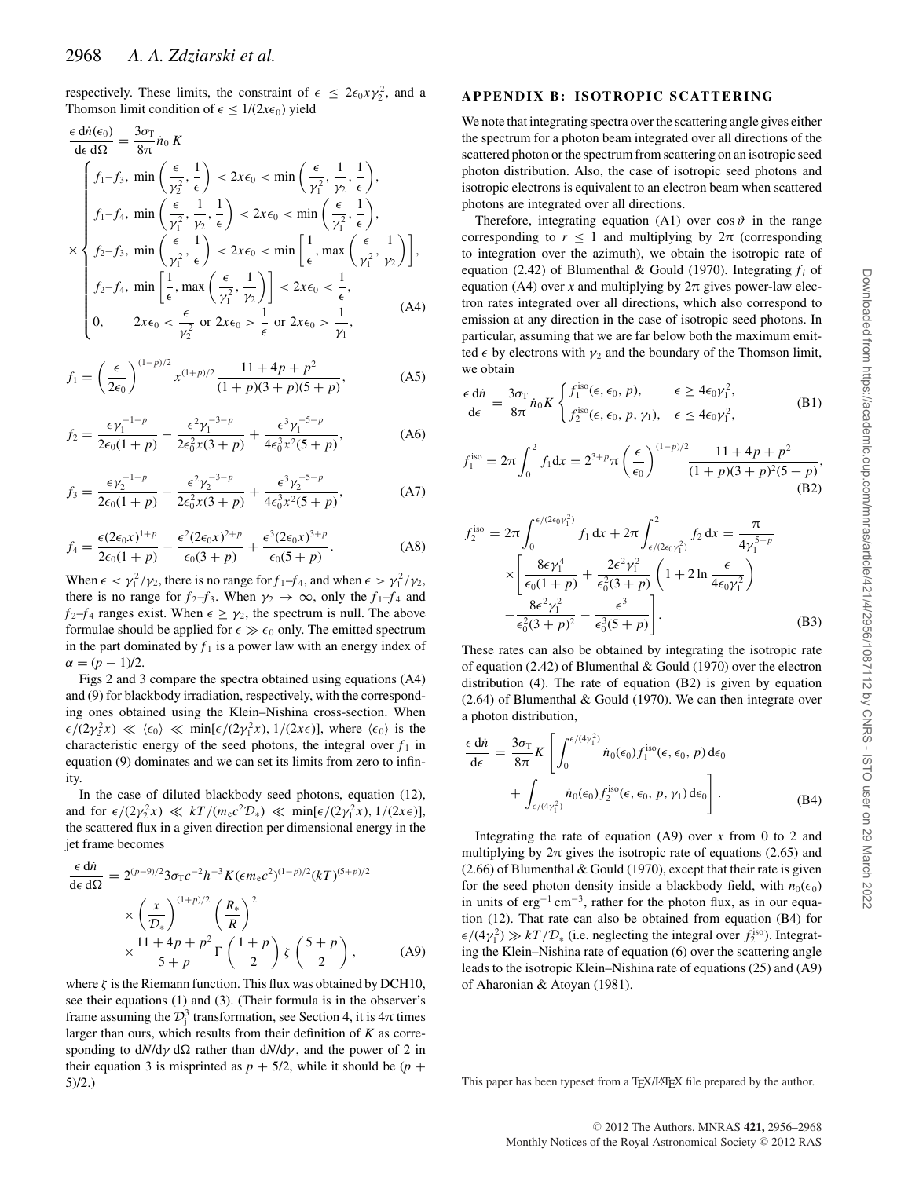respectively. These limits, the constraint of $\epsilon \leq 2\epsilon_0 x \gamma_2^2$, and a Thomson limit condition of $\epsilon \leq 1/(2x\epsilon_0)$ yield

$$
\frac{\epsilon\, \mathrm{d}\dot{n}(\epsilon_0)}{\mathrm{d}\epsilon\, \mathrm{d}\Omega} = \frac{3\sigma_\mathrm{T}}{8\pi}\dot{n}_0\, K
\times \begin{cases}
f_1\text{–}f_3, \ \min\left(\dfrac{\epsilon}{\gamma_2^2}, \dfrac{1}{\epsilon}\right) < 2x\epsilon_0 < \min\left(\dfrac{\epsilon}{\gamma_1^2}, \dfrac{1}{\gamma_2}, \dfrac{1}{\epsilon}\right), \\
f_1\text{–}f_4, \ \min\left(\dfrac{\epsilon}{\gamma_1^2}, \dfrac{1}{\gamma_2}, \dfrac{1}{\epsilon}\right) < 2x\epsilon_0 < \min\left(\dfrac{\epsilon}{\gamma_1^2}, \dfrac{1}{\epsilon}\right), \\
f_2\text{–}f_3, \ \min\left(\dfrac{\epsilon}{\gamma_1^2}, \dfrac{1}{\epsilon}\right) < 2x\epsilon_0 < \min\left[\dfrac{1}{\epsilon}, \max\left(\dfrac{\epsilon}{\gamma_1^2}, \dfrac{1}{\gamma_2}\right)\right], \\
f_2\text{–}f_4, \ \min\left[\dfrac{1}{\epsilon}, \max\left(\dfrac{\epsilon}{\gamma_1^2}, \dfrac{1}{\gamma_2}\right)\right] < 2x\epsilon_0 < \dfrac{1}{\epsilon}, \\
0, \qquad 2x\epsilon_0 < \dfrac{\epsilon}{\gamma_2^2} \text{ or } 2x\epsilon_0 > \dfrac{1}{\epsilon} \text{ or } 2x\epsilon_0 > \dfrac{1}{\gamma_1},
\end{cases}
\tag{A4}
$$

$$
f_1 = \left(\frac{\epsilon}{2\epsilon_0}\right)^{(1-p)/2} x^{(1+p)/2} \frac{11 + 4p + p^2}{(1+p)(3+p)(5+p)},
\tag{A5}
$$

$$
f_2 = \frac{\epsilon\gamma_1^{-1-p}}{2\epsilon_0(1+p)} - \frac{\epsilon^2\gamma_1^{-3-p}}{2\epsilon_0^2 x(3+p)} + \frac{\epsilon^3\gamma_1^{-5-p}}{4\epsilon_0^3 x^2(5+p)},
\tag{A6}
$$

$$
f_3 = \frac{\epsilon\gamma_2^{-1-p}}{2\epsilon_0(1+p)} - \frac{\epsilon^2\gamma_2^{-3-p}}{2\epsilon_0^2 x(3+p)} + \frac{\epsilon^3\gamma_2^{-5-p}}{4\epsilon_0^3 x^2(5+p)},
\tag{A7}
$$

$$
f_4 = \frac{\epsilon(2\epsilon_0 x)^{1+p}}{2\epsilon_0(1+p)} - \frac{\epsilon^2(2\epsilon_0 x)^{2+p}}{\epsilon_0(3+p)} + \frac{\epsilon^3(2\epsilon_0 x)^{3+p}}{\epsilon_0(5+p)}.
\tag{A8}
$$

When $\epsilon < \gamma_1^2/\gamma_2$, there is no range for $f_1$–$f_4$, and when $\epsilon > \gamma_1^2/\gamma_2$, there is no range for $f_2$–$f_3$. When $\gamma_2 \to \infty$, only the $f_1$–$f_4$ and $f_2$–$f_4$ ranges exist. When $\epsilon \geq \gamma_2$, the spectrum is null. The above formulae should be applied for $\epsilon \gg \epsilon_0$ only. The emitted spectrum in the part dominated by $f_1$ is a power law with an energy index of $\alpha = (p-1)/2$.

Figs 2 and 3 compare the spectra obtained using equations (A4) and (9) for blackbody irradiation, respectively, with the corresponding ones obtained using the Klein–Nishina cross-section. When $\epsilon/(2\gamma_2^2 x) \ll \langle\epsilon_0\rangle \ll \min[\epsilon/(2\gamma_1^2 x), 1/(2x\epsilon)]$, where $\langle\epsilon_0\rangle$ is the characteristic energy of the seed photons, the integral over $f_1$ in equation (9) dominates and we can set its limits from zero to infinity.

In the case of diluted blackbody seed photons, equation (12), and for $\epsilon/(2\gamma_2^2 x) \ll kT/(m_\mathrm{e}c^2\mathcal{D}_*) \ll \min[\epsilon/(2\gamma_1^2 x), 1/(2x\epsilon)]$, the scattered flux in a given direction per dimensional energy in the jet frame becomes

$$
\begin{aligned}
\frac{\epsilon\, \mathrm{d}\dot{n}}{\mathrm{d}\epsilon\, \mathrm{d}\Omega} &= 2^{(p-9)/2} 3\sigma_\mathrm{T} c^{-2} h^{-3} K (\epsilon m_\mathrm{e} c^2)^{(1-p)/2} (kT)^{(5+p)/2} \\
&\times \left(\frac{x}{\mathcal{D}_*}\right)^{(1+p)/2} \left(\frac{R_*}{R}\right)^2 \\
&\times \frac{11 + 4p + p^2}{5+p} \Gamma\left(\frac{1+p}{2}\right) \zeta\left(\frac{5+p}{2}\right),
\end{aligned}
\tag{A9}
$$

where $\zeta$ is the Riemann function. This flux was obtained by DCH10, see their equations (1) and (3). (Their formula is in the observer's frame assuming the $\mathcal{D}_\mathrm{j}^3$ transformation, see Section 4, it is $4\pi$ times larger than ours, which results from their definition of $K$ as corresponding to $\mathrm{d}N/\mathrm{d}\gamma\, \mathrm{d}\Omega$ rather than $\mathrm{d}N/\mathrm{d}\gamma$, and the power of 2 in their equation 3 is misprinted as $p + 5/2$, while it should be $(p + 5)/2$.)

## APPENDIX B: ISOTROPIC SCATTERING

We note that integrating spectra over the scattering angle gives either the spectrum for a photon beam integrated over all directions of the scattered photon or the spectrum from scattering on an isotropic seed photon distribution. Also, the case of isotropic seed photons and isotropic electrons is equivalent to an electron beam when scattered photons are integrated over all directions.

Therefore, integrating equation (A1) over $\cos\vartheta$ in the range corresponding to $r \leq 1$ and multiplying by $2\pi$ (corresponding to integration over the azimuth), we obtain the isotropic rate of equation (2.42) of Blumenthal & Gould (1970). Integrating $f_i$ of equation (A4) over $x$ and multiplying by $2\pi$ gives power-law electron rates integrated over all directions, which also correspond to emission at any direction in the case of isotropic seed photons. In particular, assuming that we are far below both the maximum emitted $\epsilon$ by electrons with $\gamma_2$ and the boundary of the Thomson limit, we obtain

$$
\frac{\epsilon\, \mathrm{d}\dot{n}}{\mathrm{d}\epsilon} = \frac{3\sigma_\mathrm{T}}{8\pi}\dot{n}_0 K
\begin{cases}
f_1^\mathrm{iso}(\epsilon, \epsilon_0, p), & \epsilon \geq 4\epsilon_0\gamma_1^2, \\
f_2^\mathrm{iso}(\epsilon, \epsilon_0, p, \gamma_1), & \epsilon \leq 4\epsilon_0\gamma_1^2,
\end{cases}
\tag{B1}
$$

$$
f_1^\mathrm{iso} = 2\pi\int_0^2 f_1 \mathrm{d}x = 2^{3+p}\pi\left(\frac{\epsilon}{\epsilon_0}\right)^{(1-p)/2} \frac{11 + 4p + p^2}{(1+p)(3+p)^2(5+p)},
\tag{B2}
$$

$$
\begin{aligned}
f_2^\mathrm{iso} &= 2\pi\int_0^{\epsilon/(2\epsilon_0\gamma_1^2)} f_1\, \mathrm{d}x + 2\pi\int_{\epsilon/(2\epsilon_0\gamma_1^2)}^2 f_2\, \mathrm{d}x = \frac{\pi}{4\gamma_1^{5+p}} \\
&\times \left[\frac{8\epsilon\gamma_1^4}{\epsilon_0(1+p)} + \frac{2\epsilon^2\gamma_1^2}{\epsilon_0^2(3+p)}\left(1 + 2\ln\frac{\epsilon}{4\epsilon_0\gamma_1^2}\right)\right. \\
&\left. - \frac{8\epsilon^2\gamma_1^2}{\epsilon_0^2(3+p)^2} - \frac{\epsilon^3}{\epsilon_0^3(5+p)}\right].
\end{aligned}
\tag{B3}
$$

These rates can also be obtained by integrating the isotropic rate of equation (2.42) of Blumenthal & Gould (1970) over the electron distribution (4). The rate of equation (B2) is given by equation (2.64) of Blumenthal & Gould (1970). We can then integrate over a photon distribution,

$$
\begin{aligned}
\frac{\epsilon\, \mathrm{d}\dot{n}}{\mathrm{d}\epsilon} &= \frac{3\sigma_\mathrm{T}}{8\pi}K\left[\int_0^{\epsilon/(4\gamma_1^2)} \dot{n}_0(\epsilon_0) f_1^\mathrm{iso}(\epsilon, \epsilon_0, p)\, \mathrm{d}\epsilon_0\right. \\
&\left. + \int_{\epsilon/(4\gamma_1^2)} \dot{n}_0(\epsilon_0) f_2^\mathrm{iso}(\epsilon, \epsilon_0, p, \gamma_1)\, \mathrm{d}\epsilon_0\right].
\end{aligned}
\tag{B4}
$$

Integrating the rate of equation (A9) over $x$ from 0 to 2 and multiplying by $2\pi$ gives the isotropic rate of equations (2.65) and (2.66) of Blumenthal & Gould (1970), except that their rate is given for the seed photon density inside a blackbody field, with $n_0(\epsilon_0)$ in units of $\mathrm{erg}^{-1}\,\mathrm{cm}^{-3}$, rather for the photon flux, as in our equation (12). That rate can also be obtained from equation (B4) for $\epsilon/(4\gamma_1^2) \gg kT/\mathcal{D}_*$ (i.e. neglecting the integral over $f_2^\mathrm{iso}$). Integrating the Klein–Nishina rate of equation (6) over the scattering angle leads to the isotropic Klein–Nishina rate of equations (25) and (A9) of Aharonian & Atoyan (1981).

This paper has been typeset from a TEX/LATEX file prepared by the author.